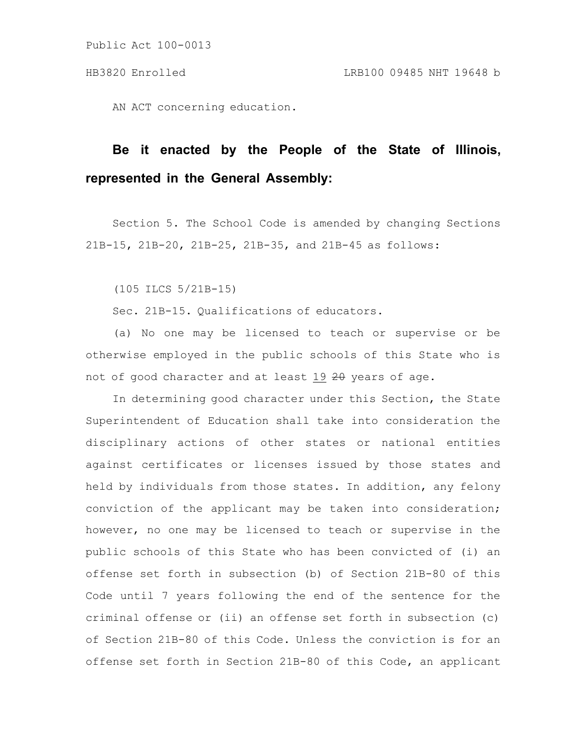AN ACT concerning education.

**Be it enacted by the People of the State of Illinois, represented in the General Assembly:**

Section 5. The School Code is amended by changing Sections 21B-15, 21B-20, 21B-25, 21B-35, and 21B-45 as follows:

(105 ILCS 5/21B-15)

Sec. 21B-15. Qualifications of educators.

(a) No one may be licensed to teach or supervise or be otherwise employed in the public schools of this State who is not of good character and at least 19 ~~20~~ years of age.

In determining good character under this Section, the State Superintendent of Education shall take into consideration the disciplinary actions of other states or national entities against certificates or licenses issued by those states and held by individuals from those states. In addition, any felony conviction of the applicant may be taken into consideration; however, no one may be licensed to teach or supervise in the public schools of this State who has been convicted of (i) an offense set forth in subsection (b) of Section 21B-80 of this Code until 7 years following the end of the sentence for the criminal offense or (ii) an offense set forth in subsection (c) of Section 21B-80 of this Code. Unless the conviction is for an offense set forth in Section 21B-80 of this Code, an applicant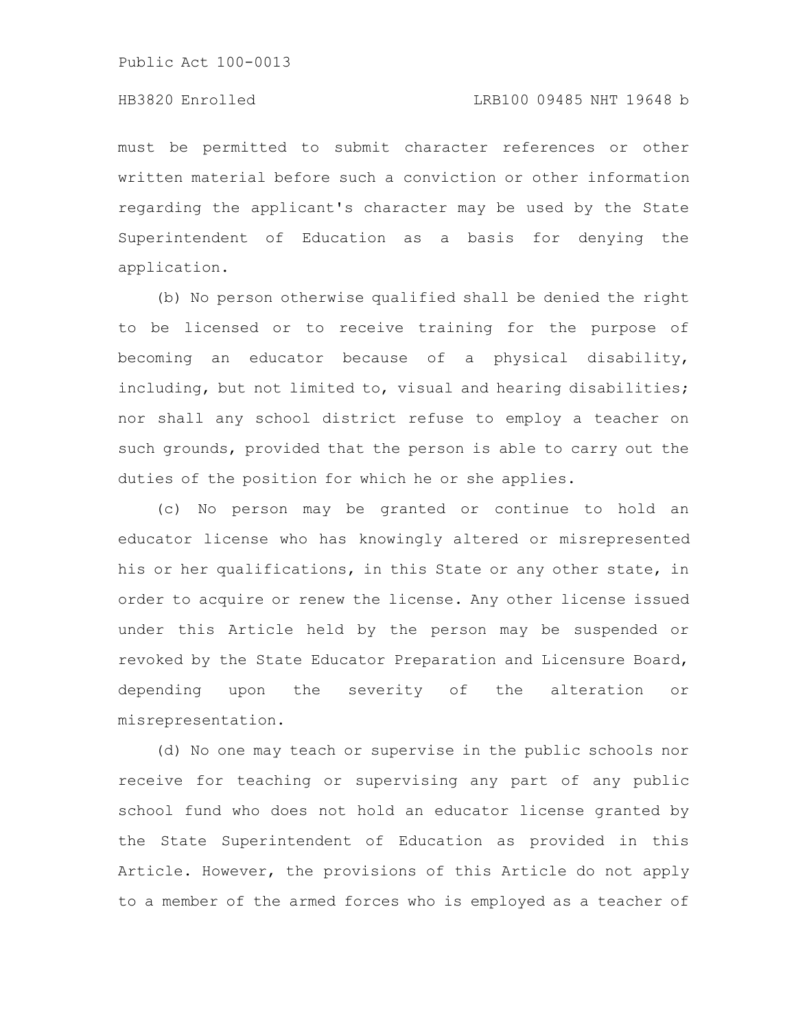must be permitted to submit character references or other written material before such a conviction or other information regarding the applicant's character may be used by the State Superintendent of Education as a basis for denying the application.

(b) No person otherwise qualified shall be denied the right to be licensed or to receive training for the purpose of becoming an educator because of a physical disability, including, but not limited to, visual and hearing disabilities; nor shall any school district refuse to employ a teacher on such grounds, provided that the person is able to carry out the duties of the position for which he or she applies.

(c) No person may be granted or continue to hold an educator license who has knowingly altered or misrepresented his or her qualifications, in this State or any other state, in order to acquire or renew the license. Any other license issued under this Article held by the person may be suspended or revoked by the State Educator Preparation and Licensure Board, depending upon the severity of the alteration or misrepresentation.

(d) No one may teach or supervise in the public schools nor receive for teaching or supervising any part of any public school fund who does not hold an educator license granted by the State Superintendent of Education as provided in this Article. However, the provisions of this Article do not apply to a member of the armed forces who is employed as a teacher of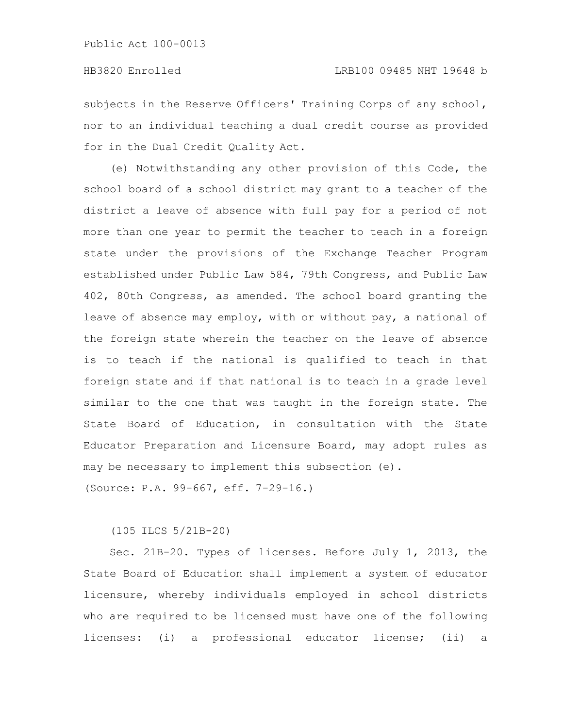subjects in the Reserve Officers' Training Corps of any school, nor to an individual teaching a dual credit course as provided for in the Dual Credit Quality Act.

(e) Notwithstanding any other provision of this Code, the school board of a school district may grant to a teacher of the district a leave of absence with full pay for a period of not more than one year to permit the teacher to teach in a foreign state under the provisions of the Exchange Teacher Program established under Public Law 584, 79th Congress, and Public Law 402, 80th Congress, as amended. The school board granting the leave of absence may employ, with or without pay, a national of the foreign state wherein the teacher on the leave of absence is to teach if the national is qualified to teach in that foreign state and if that national is to teach in a grade level similar to the one that was taught in the foreign state. The State Board of Education, in consultation with the State Educator Preparation and Licensure Board, may adopt rules as may be necessary to implement this subsection (e).

(Source: P.A. 99-667, eff. 7-29-16.)

(105 ILCS 5/21B-20)

Sec. 21B-20. Types of licenses. Before July 1, 2013, the State Board of Education shall implement a system of educator licensure, whereby individuals employed in school districts who are required to be licensed must have one of the following licenses: (i) a professional educator license; (ii) a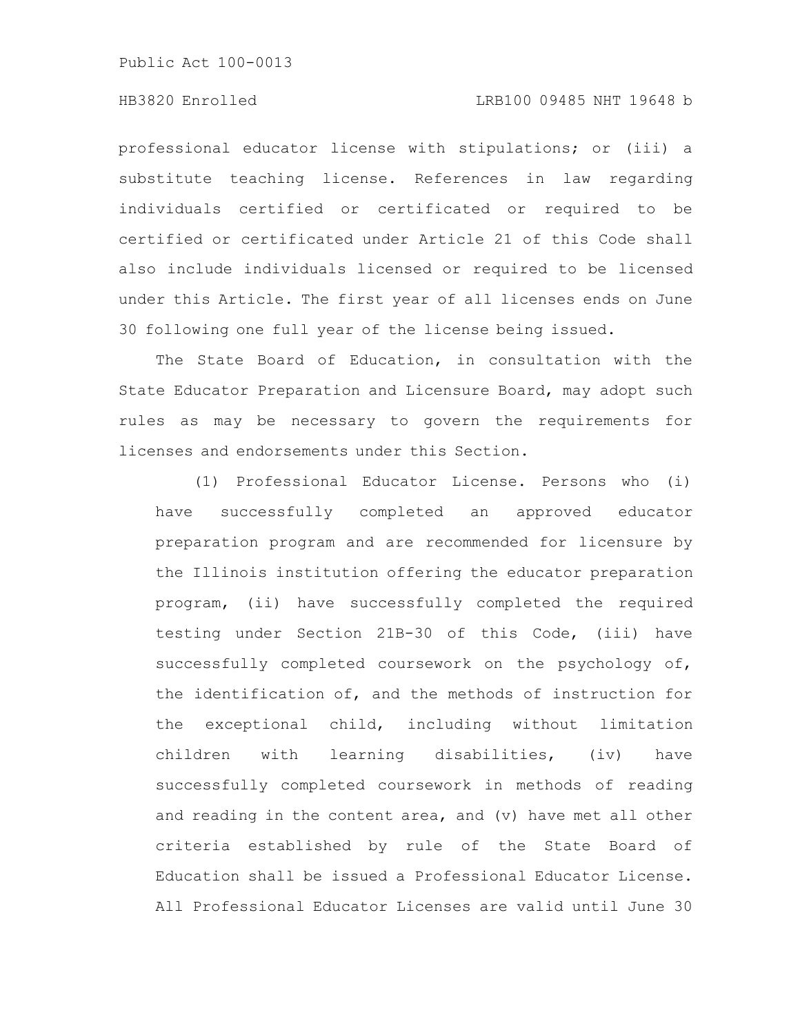professional educator license with stipulations; or (iii) a substitute teaching license. References in law regarding individuals certified or certificated or required to be certified or certificated under Article 21 of this Code shall also include individuals licensed or required to be licensed under this Article. The first year of all licenses ends on June 30 following one full year of the license being issued.

The State Board of Education, in consultation with the State Educator Preparation and Licensure Board, may adopt such rules as may be necessary to govern the requirements for licenses and endorsements under this Section.

(1) Professional Educator License. Persons who (i) have successfully completed an approved educator preparation program and are recommended for licensure by the Illinois institution offering the educator preparation program, (ii) have successfully completed the required testing under Section 21B-30 of this Code, (iii) have successfully completed coursework on the psychology of, the identification of, and the methods of instruction for the exceptional child, including without limitation children with learning disabilities, (iv) have successfully completed coursework in methods of reading and reading in the content area, and (v) have met all other criteria established by rule of the State Board of Education shall be issued a Professional Educator License. All Professional Educator Licenses are valid until June 30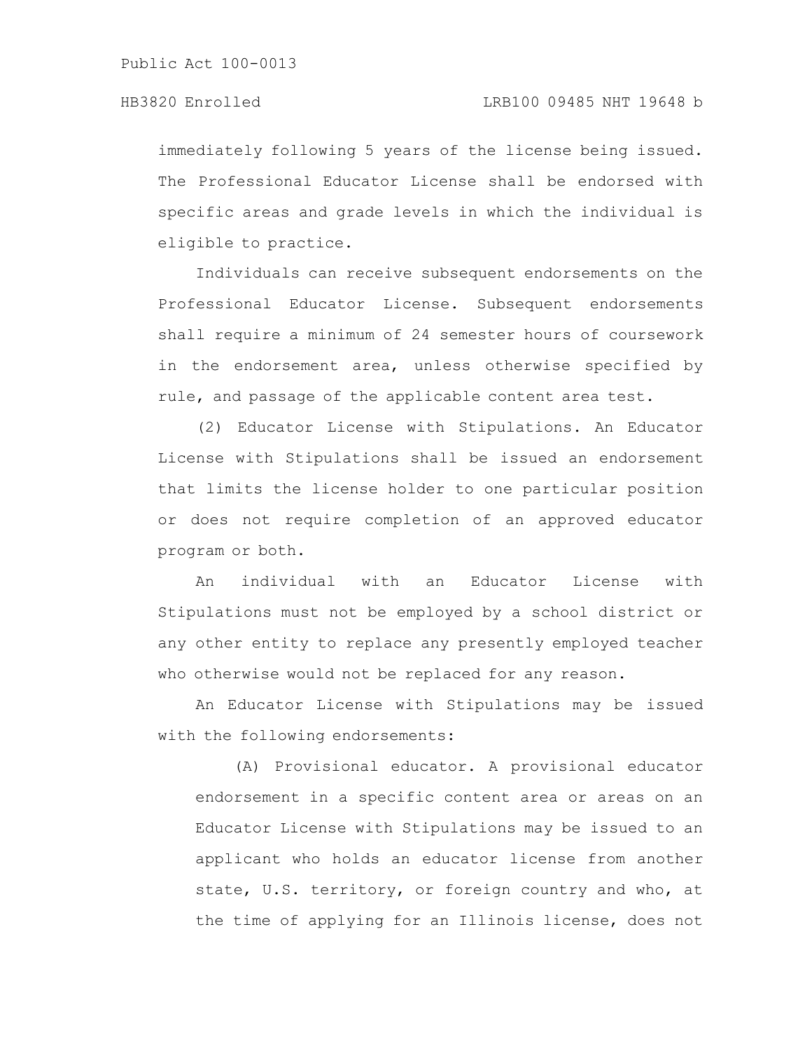immediately following 5 years of the license being issued. The Professional Educator License shall be endorsed with specific areas and grade levels in which the individual is eligible to practice.

Individuals can receive subsequent endorsements on the Professional Educator License. Subsequent endorsements shall require a minimum of 24 semester hours of coursework in the endorsement area, unless otherwise specified by rule, and passage of the applicable content area test.

(2) Educator License with Stipulations. An Educator License with Stipulations shall be issued an endorsement that limits the license holder to one particular position or does not require completion of an approved educator program or both.

An individual with an Educator License with Stipulations must not be employed by a school district or any other entity to replace any presently employed teacher who otherwise would not be replaced for any reason.

An Educator License with Stipulations may be issued with the following endorsements:

(A) Provisional educator. A provisional educator endorsement in a specific content area or areas on an Educator License with Stipulations may be issued to an applicant who holds an educator license from another state, U.S. territory, or foreign country and who, at the time of applying for an Illinois license, does not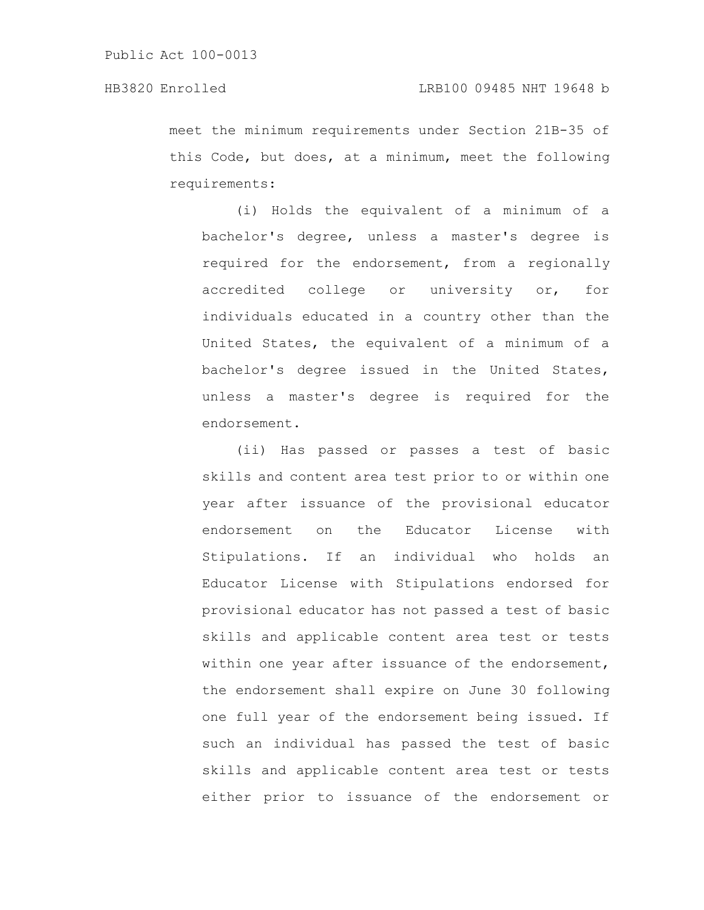meet the minimum requirements under Section 21B-35 of this Code, but does, at a minimum, meet the following requirements:

(i) Holds the equivalent of a minimum of a bachelor's degree, unless a master's degree is required for the endorsement, from a regionally accredited college or university or, for individuals educated in a country other than the United States, the equivalent of a minimum of a bachelor's degree issued in the United States, unless a master's degree is required for the endorsement.

(ii) Has passed or passes a test of basic skills and content area test prior to or within one year after issuance of the provisional educator endorsement on the Educator License with Stipulations. If an individual who holds an Educator License with Stipulations endorsed for provisional educator has not passed a test of basic skills and applicable content area test or tests within one year after issuance of the endorsement, the endorsement shall expire on June 30 following one full year of the endorsement being issued. If such an individual has passed the test of basic skills and applicable content area test or tests either prior to issuance of the endorsement or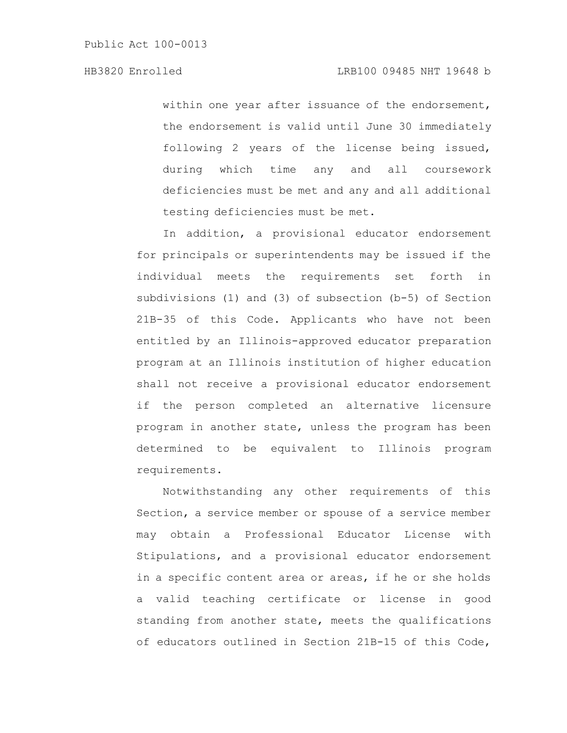within one year after issuance of the endorsement, the endorsement is valid until June 30 immediately following 2 years of the license being issued, during which time any and all coursework deficiencies must be met and any and all additional testing deficiencies must be met.

In addition, a provisional educator endorsement for principals or superintendents may be issued if the individual meets the requirements set forth in subdivisions (1) and (3) of subsection (b-5) of Section 21B-35 of this Code. Applicants who have not been entitled by an Illinois-approved educator preparation program at an Illinois institution of higher education shall not receive a provisional educator endorsement if the person completed an alternative licensure program in another state, unless the program has been determined to be equivalent to Illinois program requirements.

Notwithstanding any other requirements of this Section, a service member or spouse of a service member may obtain a Professional Educator License with Stipulations, and a provisional educator endorsement in a specific content area or areas, if he or she holds a valid teaching certificate or license in good standing from another state, meets the qualifications of educators outlined in Section 21B-15 of this Code,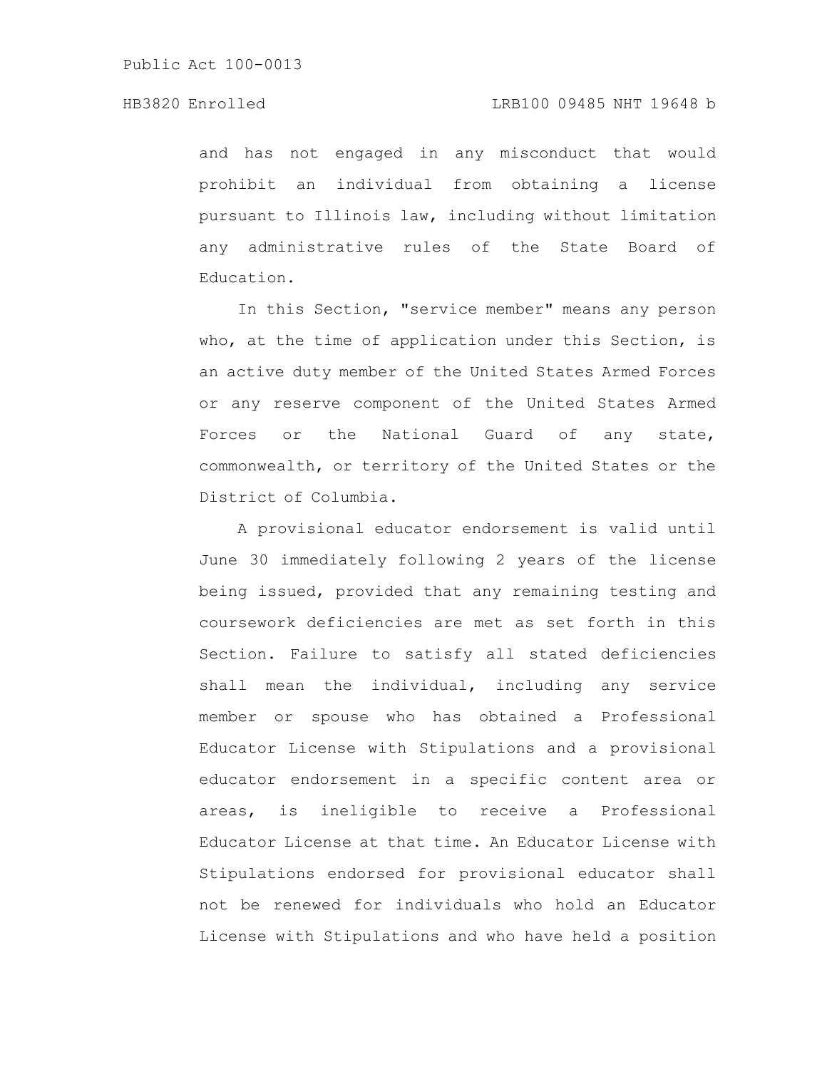and has not engaged in any misconduct that would prohibit an individual from obtaining a license pursuant to Illinois law, including without limitation any administrative rules of the State Board of Education.

In this Section, "service member" means any person who, at the time of application under this Section, is an active duty member of the United States Armed Forces or any reserve component of the United States Armed Forces or the National Guard of any state, commonwealth, or territory of the United States or the District of Columbia.

A provisional educator endorsement is valid until June 30 immediately following 2 years of the license being issued, provided that any remaining testing and coursework deficiencies are met as set forth in this Section. Failure to satisfy all stated deficiencies shall mean the individual, including any service member or spouse who has obtained a Professional Educator License with Stipulations and a provisional educator endorsement in a specific content area or areas, is ineligible to receive a Professional Educator License at that time. An Educator License with Stipulations endorsed for provisional educator shall not be renewed for individuals who hold an Educator License with Stipulations and who have held a position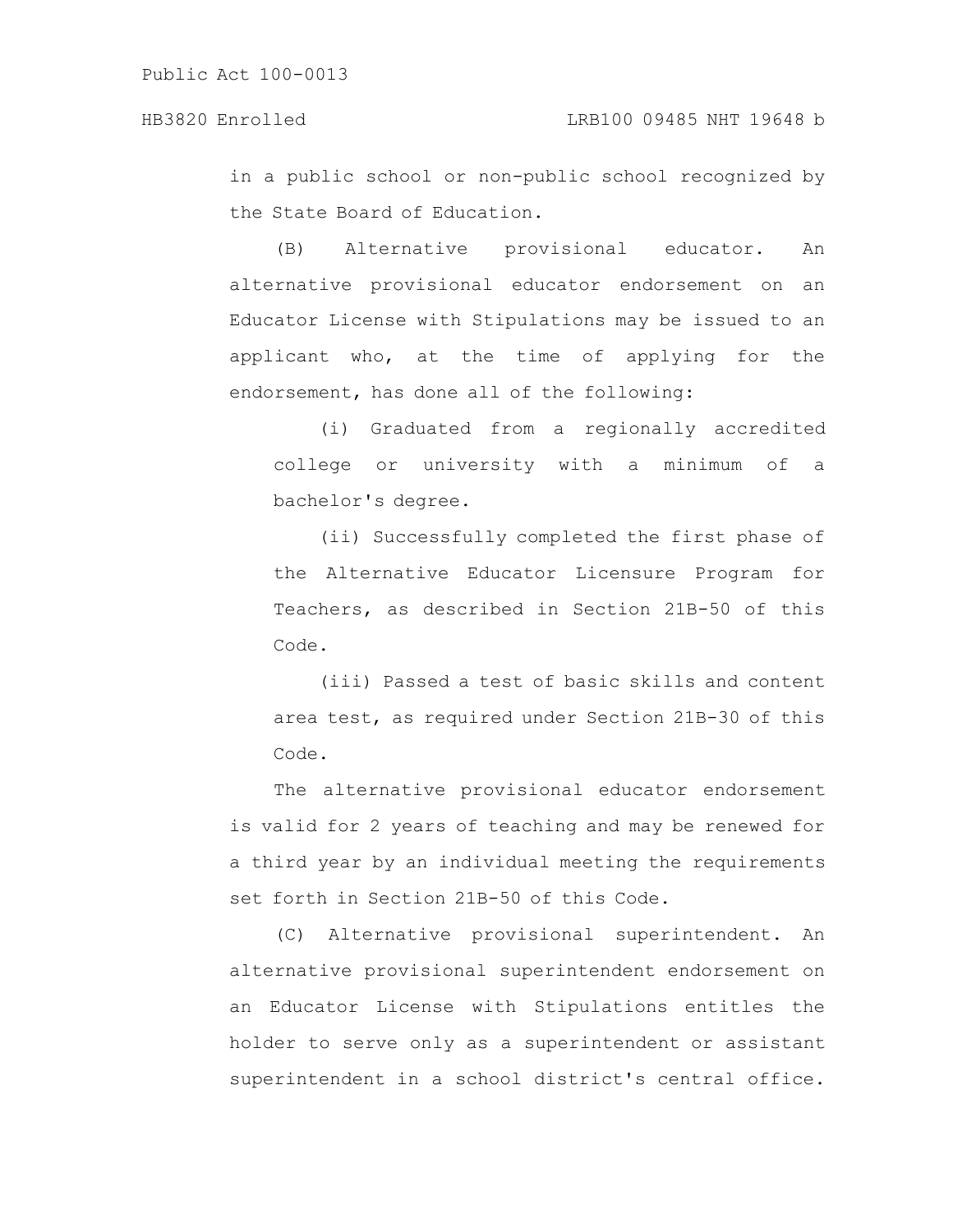in a public school or non-public school recognized by the State Board of Education.

(B) Alternative provisional educator. An alternative provisional educator endorsement on an Educator License with Stipulations may be issued to an applicant who, at the time of applying for the endorsement, has done all of the following:

(i) Graduated from a regionally accredited college or university with a minimum of a bachelor's degree.

(ii) Successfully completed the first phase of the Alternative Educator Licensure Program for Teachers, as described in Section 21B-50 of this Code.

(iii) Passed a test of basic skills and content area test, as required under Section 21B-30 of this Code.

The alternative provisional educator endorsement is valid for 2 years of teaching and may be renewed for a third year by an individual meeting the requirements set forth in Section 21B-50 of this Code.

(C) Alternative provisional superintendent. An alternative provisional superintendent endorsement on an Educator License with Stipulations entitles the holder to serve only as a superintendent or assistant superintendent in a school district's central office.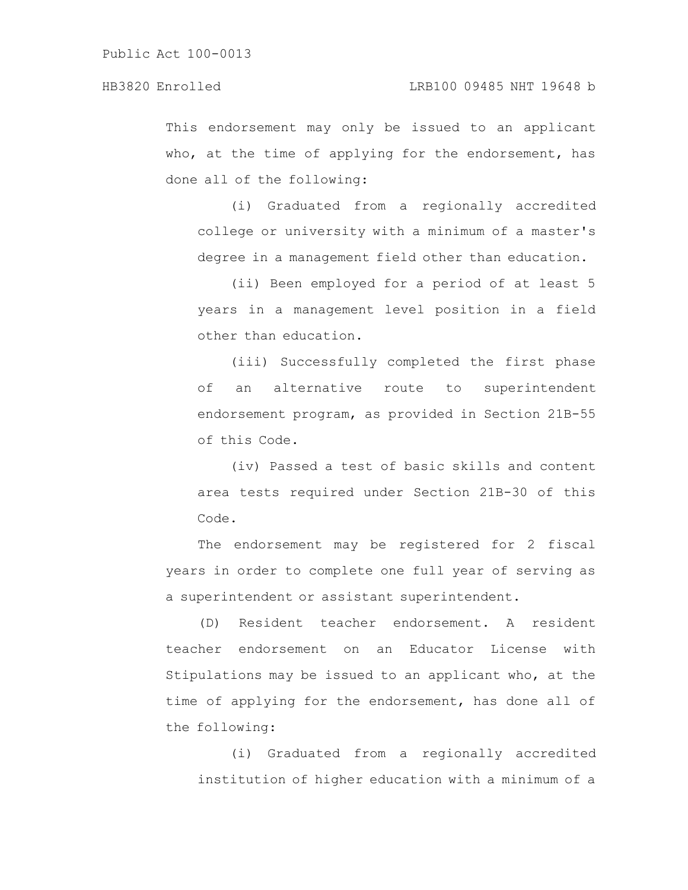This endorsement may only be issued to an applicant who, at the time of applying for the endorsement, has done all of the following:

(i) Graduated from a regionally accredited college or university with a minimum of a master's degree in a management field other than education.

(ii) Been employed for a period of at least 5 years in a management level position in a field other than education.

(iii) Successfully completed the first phase of an alternative route to superintendent endorsement program, as provided in Section 21B-55 of this Code.

(iv) Passed a test of basic skills and content area tests required under Section 21B-30 of this Code.

The endorsement may be registered for 2 fiscal years in order to complete one full year of serving as a superintendent or assistant superintendent.

(D) Resident teacher endorsement. A resident teacher endorsement on an Educator License with Stipulations may be issued to an applicant who, at the time of applying for the endorsement, has done all of the following:

(i) Graduated from a regionally accredited institution of higher education with a minimum of a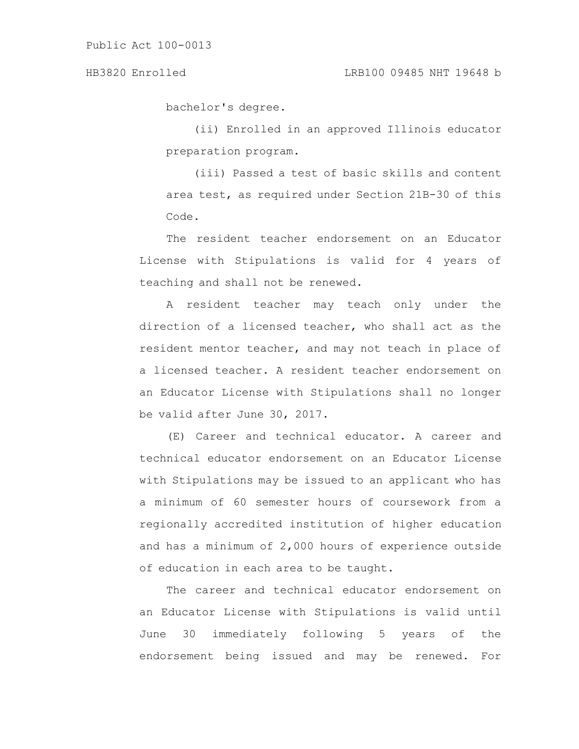bachelor's degree.

(ii) Enrolled in an approved Illinois educator preparation program.

(iii) Passed a test of basic skills and content area test, as required under Section 21B-30 of this Code.

The resident teacher endorsement on an Educator License with Stipulations is valid for 4 years of teaching and shall not be renewed.

A resident teacher may teach only under the direction of a licensed teacher, who shall act as the resident mentor teacher, and may not teach in place of a licensed teacher. A resident teacher endorsement on an Educator License with Stipulations shall no longer be valid after June 30, 2017.

(E) Career and technical educator. A career and technical educator endorsement on an Educator License with Stipulations may be issued to an applicant who has a minimum of 60 semester hours of coursework from a regionally accredited institution of higher education and has a minimum of 2,000 hours of experience outside of education in each area to be taught.

The career and technical educator endorsement on an Educator License with Stipulations is valid until June 30 immediately following 5 years of the endorsement being issued and may be renewed. For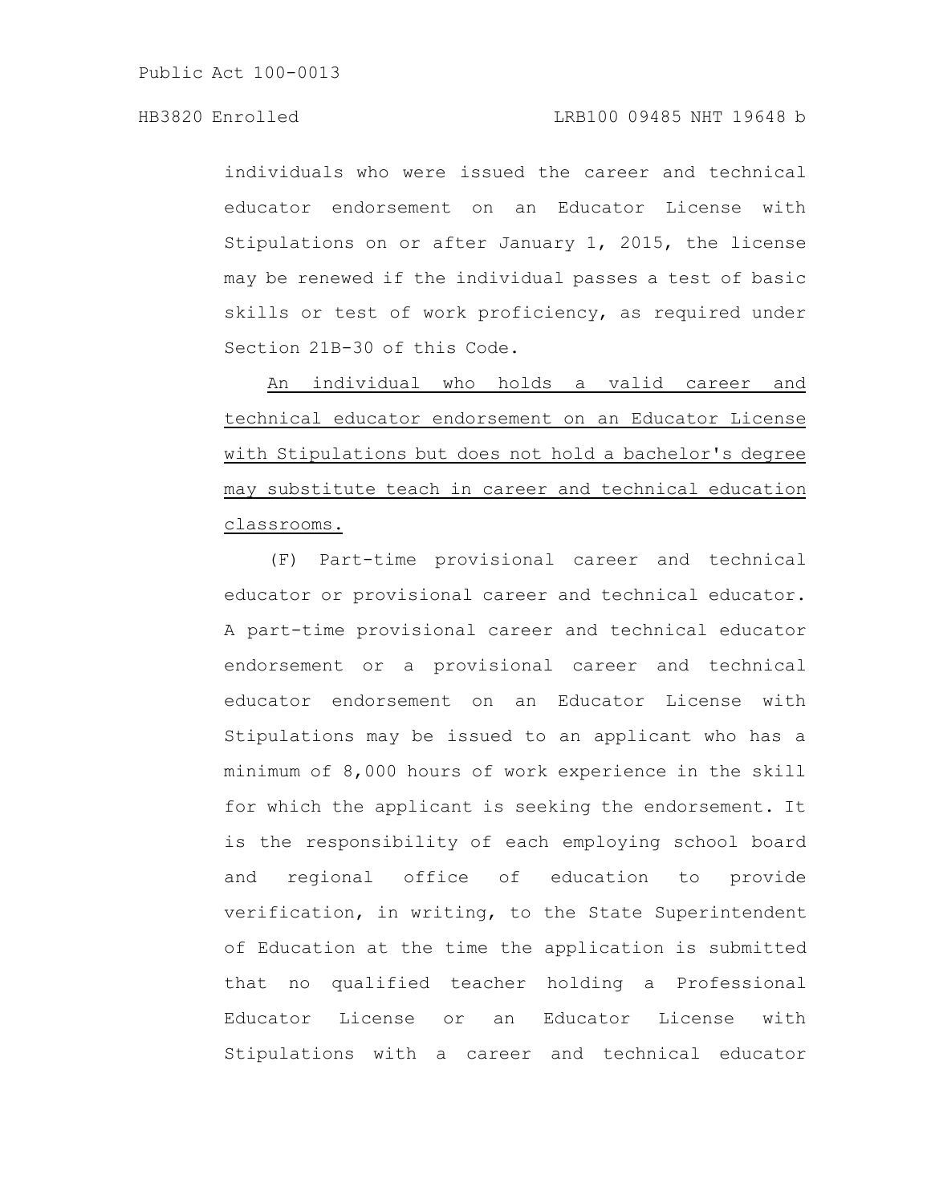individuals who were issued the career and technical educator endorsement on an Educator License with Stipulations on or after January 1, 2015, the license may be renewed if the individual passes a test of basic skills or test of work proficiency, as required under Section 21B-30 of this Code.

<u>An individual who holds a valid career and technical educator endorsement on an Educator License with Stipulations but does not hold a bachelor's degree may substitute teach in career and technical education classrooms.</u>

(F) Part-time provisional career and technical educator or provisional career and technical educator. A part-time provisional career and technical educator endorsement or a provisional career and technical educator endorsement on an Educator License with Stipulations may be issued to an applicant who has a minimum of 8,000 hours of work experience in the skill for which the applicant is seeking the endorsement. It is the responsibility of each employing school board and regional office of education to provide verification, in writing, to the State Superintendent of Education at the time the application is submitted that no qualified teacher holding a Professional Educator License or an Educator License with Stipulations with a career and technical educator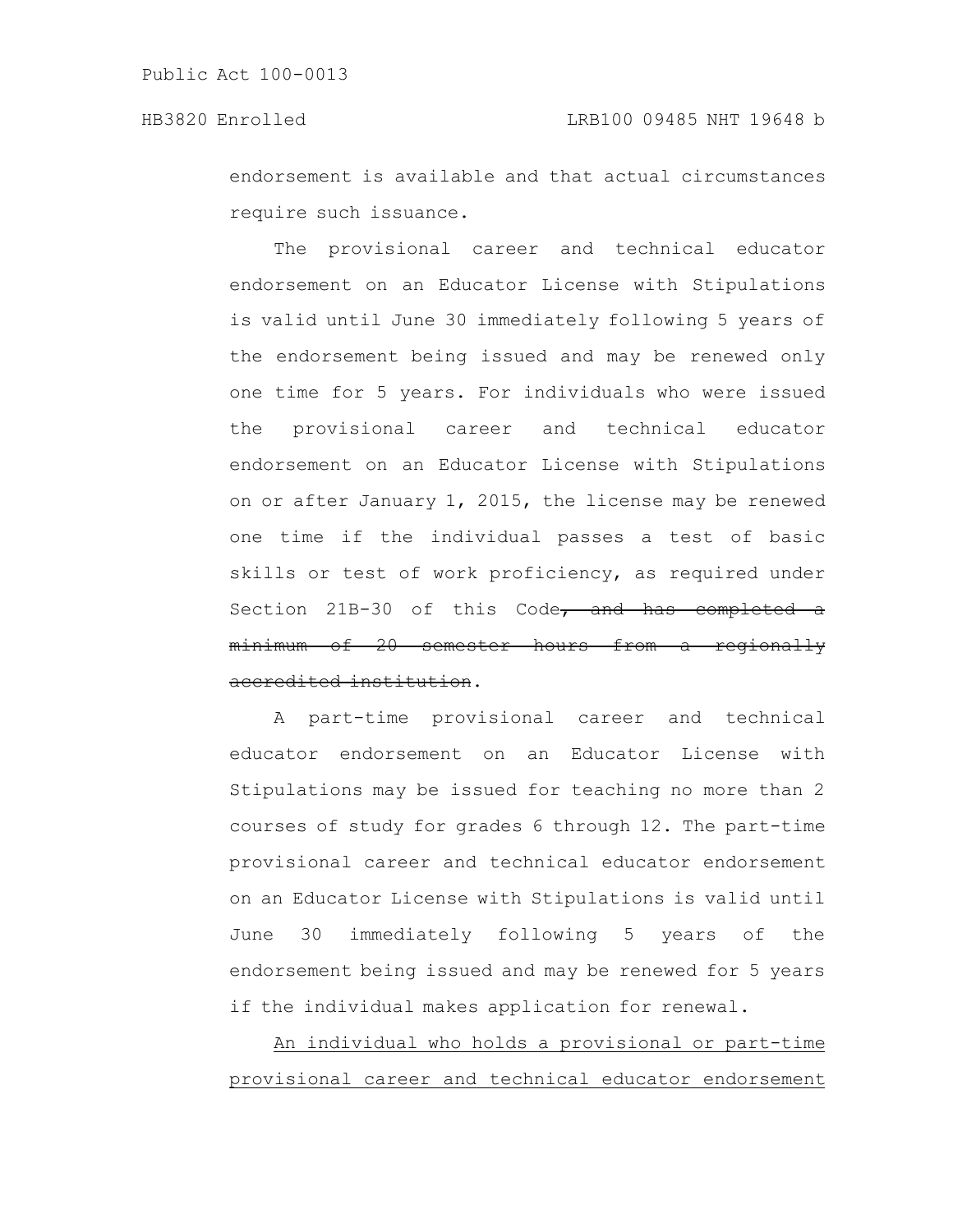endorsement is available and that actual circumstances require such issuance.

The provisional career and technical educator endorsement on an Educator License with Stipulations is valid until June 30 immediately following 5 years of the endorsement being issued and may be renewed only one time for 5 years. For individuals who were issued the provisional career and technical educator endorsement on an Educator License with Stipulations on or after January 1, 2015, the license may be renewed one time if the individual passes a test of basic skills or test of work proficiency, as required under Section 21B-30 of this Code~~, and has completed a minimum of 20 semester hours from a regionally accredited institution~~.

A part-time provisional career and technical educator endorsement on an Educator License with Stipulations may be issued for teaching no more than 2 courses of study for grades 6 through 12. The part-time provisional career and technical educator endorsement on an Educator License with Stipulations is valid until June 30 immediately following 5 years of the endorsement being issued and may be renewed for 5 years if the individual makes application for renewal.

<u>An individual who holds a provisional or part-time provisional career and technical educator endorsement</u>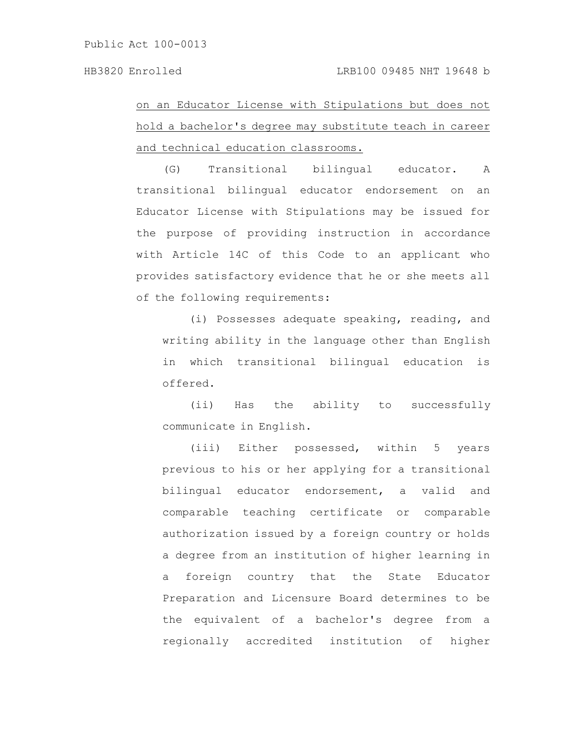on an Educator License with Stipulations but does not hold a bachelor's degree may substitute teach in career and technical education classrooms.

(G) Transitional bilingual educator. A transitional bilingual educator endorsement on an Educator License with Stipulations may be issued for the purpose of providing instruction in accordance with Article 14C of this Code to an applicant who provides satisfactory evidence that he or she meets all of the following requirements:

(i) Possesses adequate speaking, reading, and writing ability in the language other than English in which transitional bilingual education is offered.

(ii) Has the ability to successfully communicate in English.

(iii) Either possessed, within 5 years previous to his or her applying for a transitional bilingual educator endorsement, a valid and comparable teaching certificate or comparable authorization issued by a foreign country or holds a degree from an institution of higher learning in a foreign country that the State Educator Preparation and Licensure Board determines to be the equivalent of a bachelor's degree from a regionally accredited institution of higher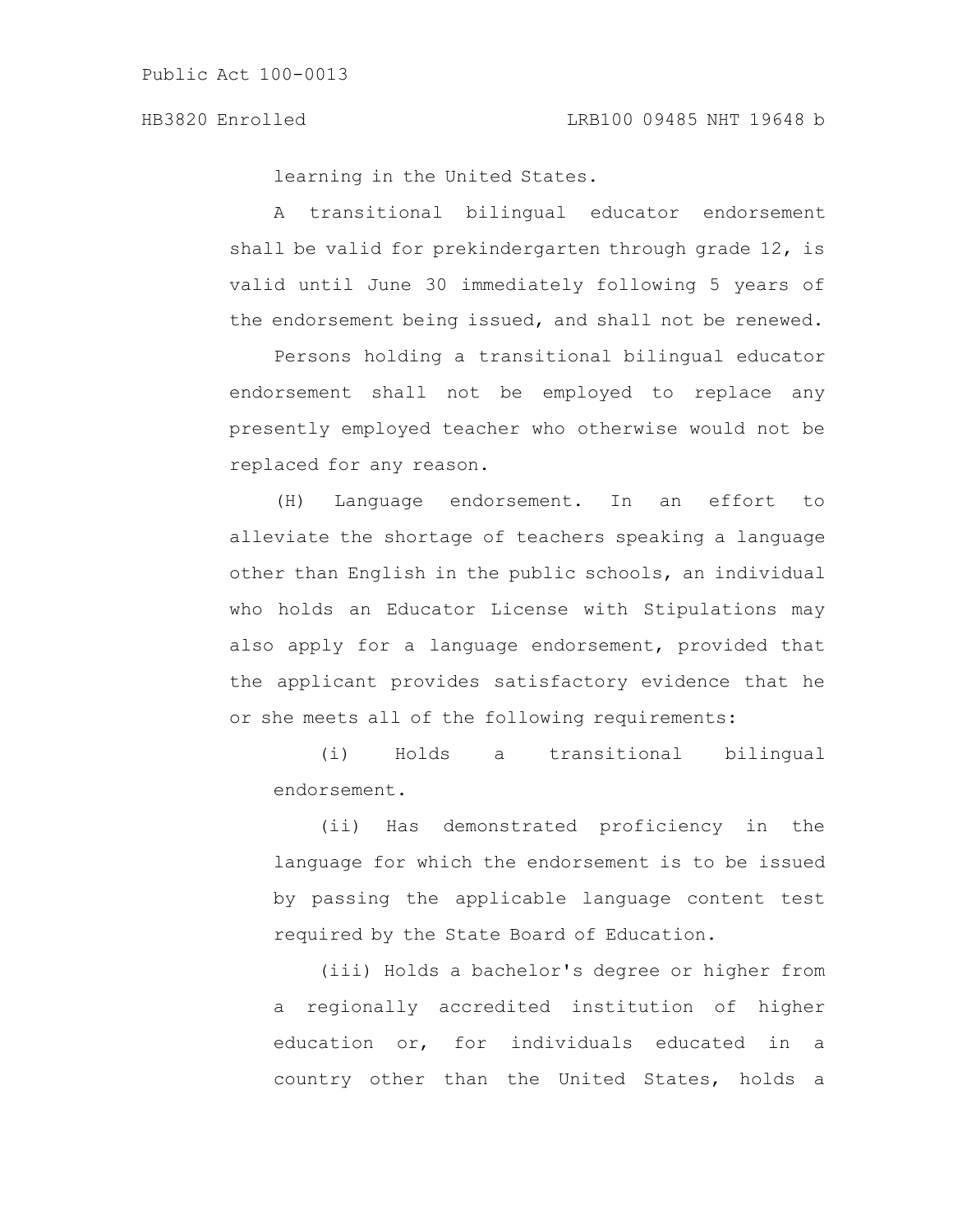learning in the United States.

A transitional bilingual educator endorsement shall be valid for prekindergarten through grade 12, is valid until June 30 immediately following 5 years of the endorsement being issued, and shall not be renewed.

Persons holding a transitional bilingual educator endorsement shall not be employed to replace any presently employed teacher who otherwise would not be replaced for any reason.

(H) Language endorsement. In an effort to alleviate the shortage of teachers speaking a language other than English in the public schools, an individual who holds an Educator License with Stipulations may also apply for a language endorsement, provided that the applicant provides satisfactory evidence that he or she meets all of the following requirements:

(i) Holds a transitional bilingual endorsement.

(ii) Has demonstrated proficiency in the language for which the endorsement is to be issued by passing the applicable language content test required by the State Board of Education.

(iii) Holds a bachelor's degree or higher from a regionally accredited institution of higher education or, for individuals educated in a country other than the United States, holds a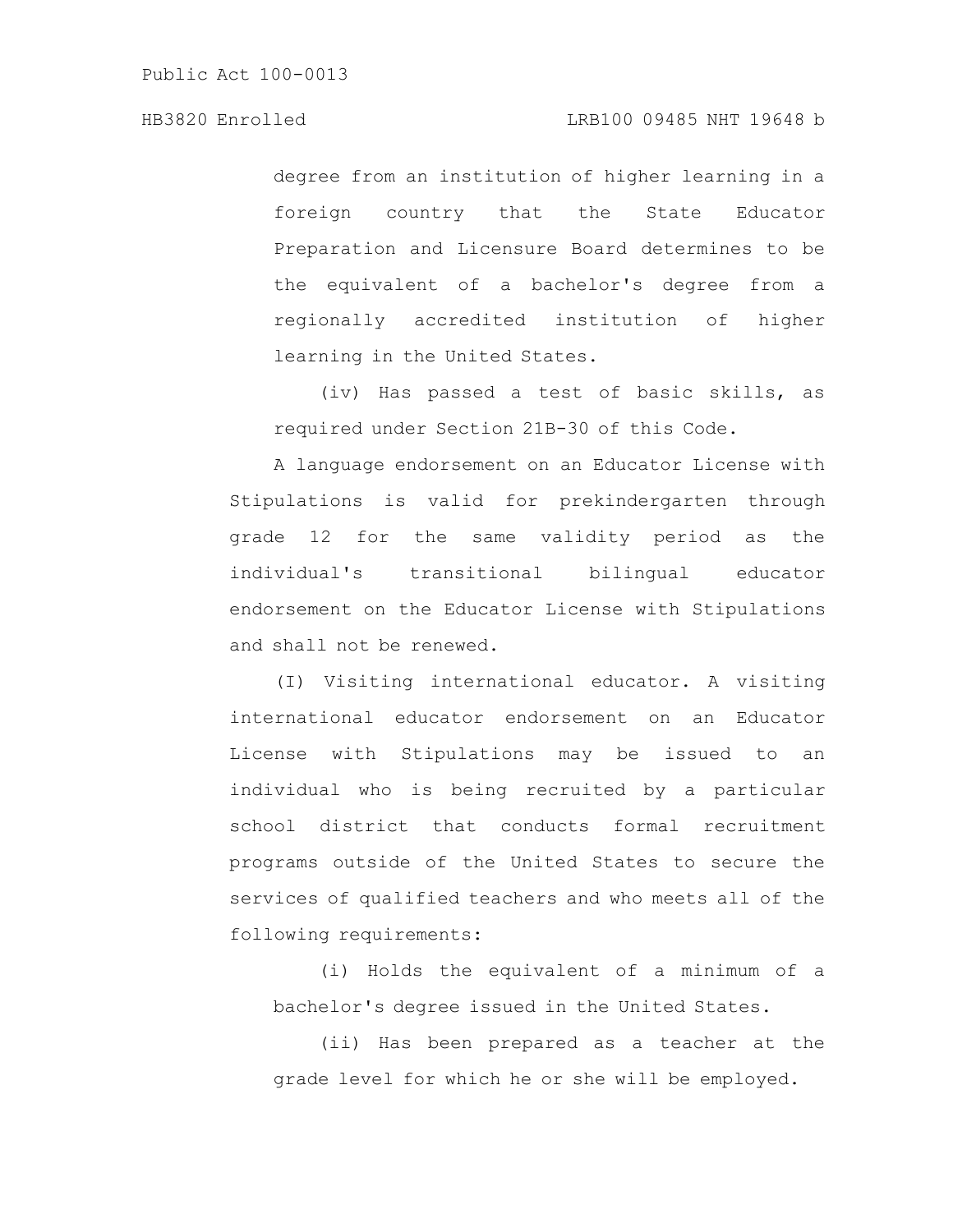degree from an institution of higher learning in a foreign country that the State Educator Preparation and Licensure Board determines to be the equivalent of a bachelor's degree from a regionally accredited institution of higher learning in the United States.

(iv) Has passed a test of basic skills, as required under Section 21B-30 of this Code.

A language endorsement on an Educator License with Stipulations is valid for prekindergarten through grade 12 for the same validity period as the individual's transitional bilingual educator endorsement on the Educator License with Stipulations and shall not be renewed.

(I) Visiting international educator. A visiting international educator endorsement on an Educator License with Stipulations may be issued to an individual who is being recruited by a particular school district that conducts formal recruitment programs outside of the United States to secure the services of qualified teachers and who meets all of the following requirements:

(i) Holds the equivalent of a minimum of a bachelor's degree issued in the United States.

(ii) Has been prepared as a teacher at the grade level for which he or she will be employed.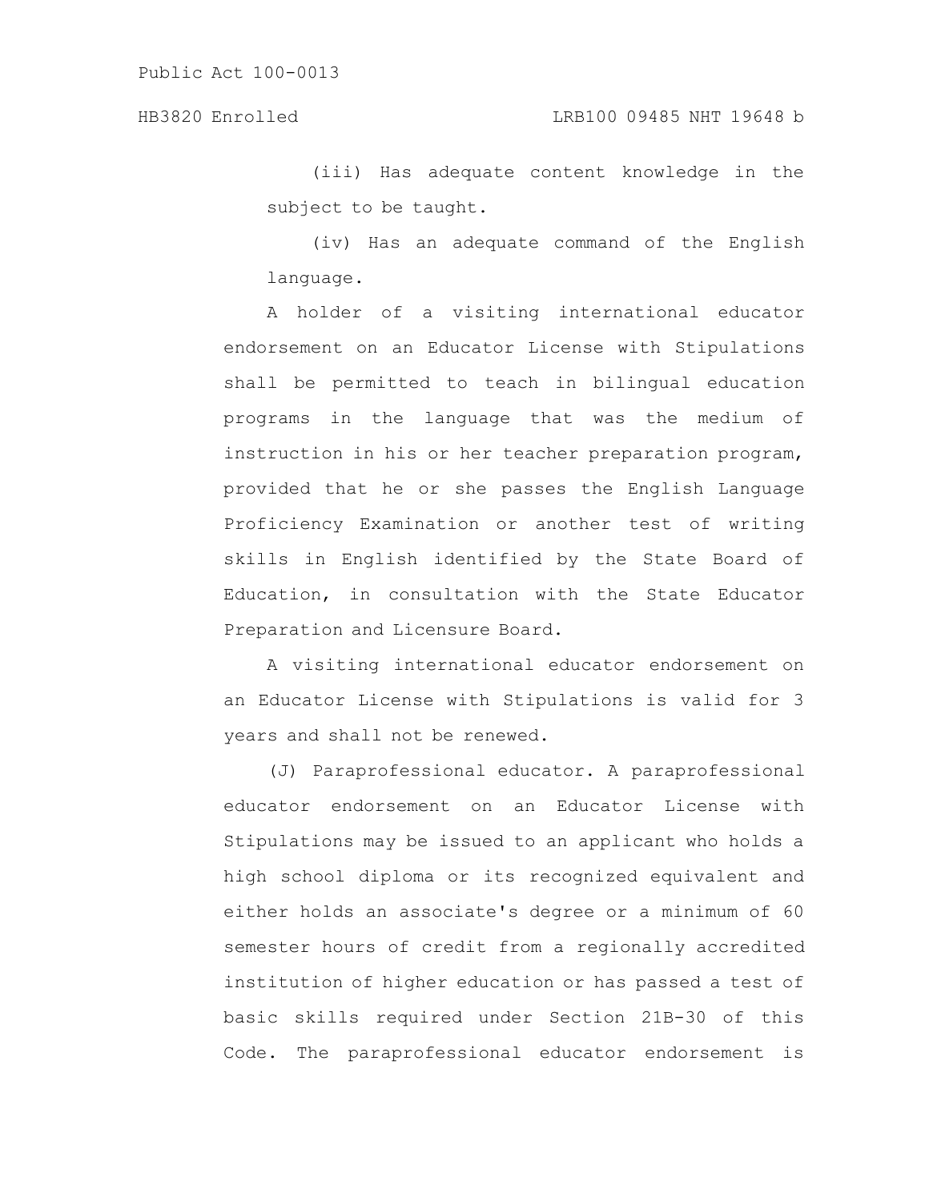(iii) Has adequate content knowledge in the subject to be taught.

(iv) Has an adequate command of the English language.

A holder of a visiting international educator endorsement on an Educator License with Stipulations shall be permitted to teach in bilingual education programs in the language that was the medium of instruction in his or her teacher preparation program, provided that he or she passes the English Language Proficiency Examination or another test of writing skills in English identified by the State Board of Education, in consultation with the State Educator Preparation and Licensure Board.

A visiting international educator endorsement on an Educator License with Stipulations is valid for 3 years and shall not be renewed.

(J) Paraprofessional educator. A paraprofessional educator endorsement on an Educator License with Stipulations may be issued to an applicant who holds a high school diploma or its recognized equivalent and either holds an associate's degree or a minimum of 60 semester hours of credit from a regionally accredited institution of higher education or has passed a test of basic skills required under Section 21B-30 of this Code. The paraprofessional educator endorsement is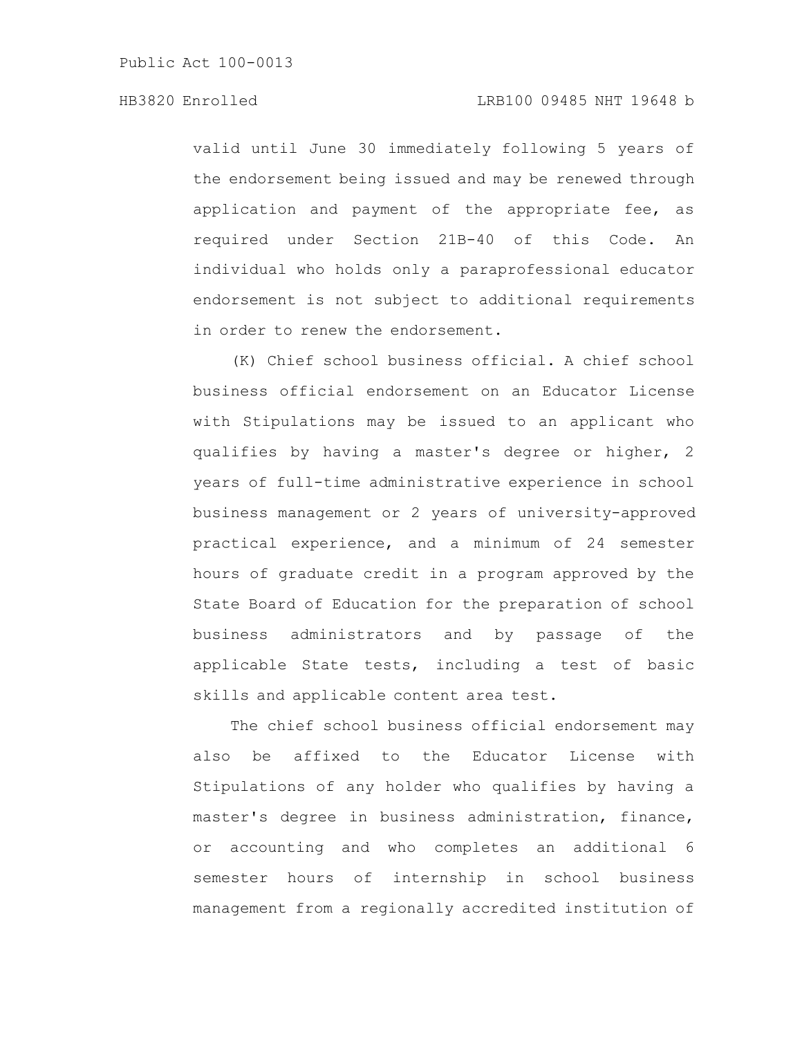valid until June 30 immediately following 5 years of the endorsement being issued and may be renewed through application and payment of the appropriate fee, as required under Section 21B-40 of this Code. An individual who holds only a paraprofessional educator endorsement is not subject to additional requirements in order to renew the endorsement.

(K) Chief school business official. A chief school business official endorsement on an Educator License with Stipulations may be issued to an applicant who qualifies by having a master's degree or higher, 2 years of full-time administrative experience in school business management or 2 years of university-approved practical experience, and a minimum of 24 semester hours of graduate credit in a program approved by the State Board of Education for the preparation of school business administrators and by passage of the applicable State tests, including a test of basic skills and applicable content area test.

The chief school business official endorsement may also be affixed to the Educator License with Stipulations of any holder who qualifies by having a master's degree in business administration, finance, or accounting and who completes an additional 6 semester hours of internship in school business management from a regionally accredited institution of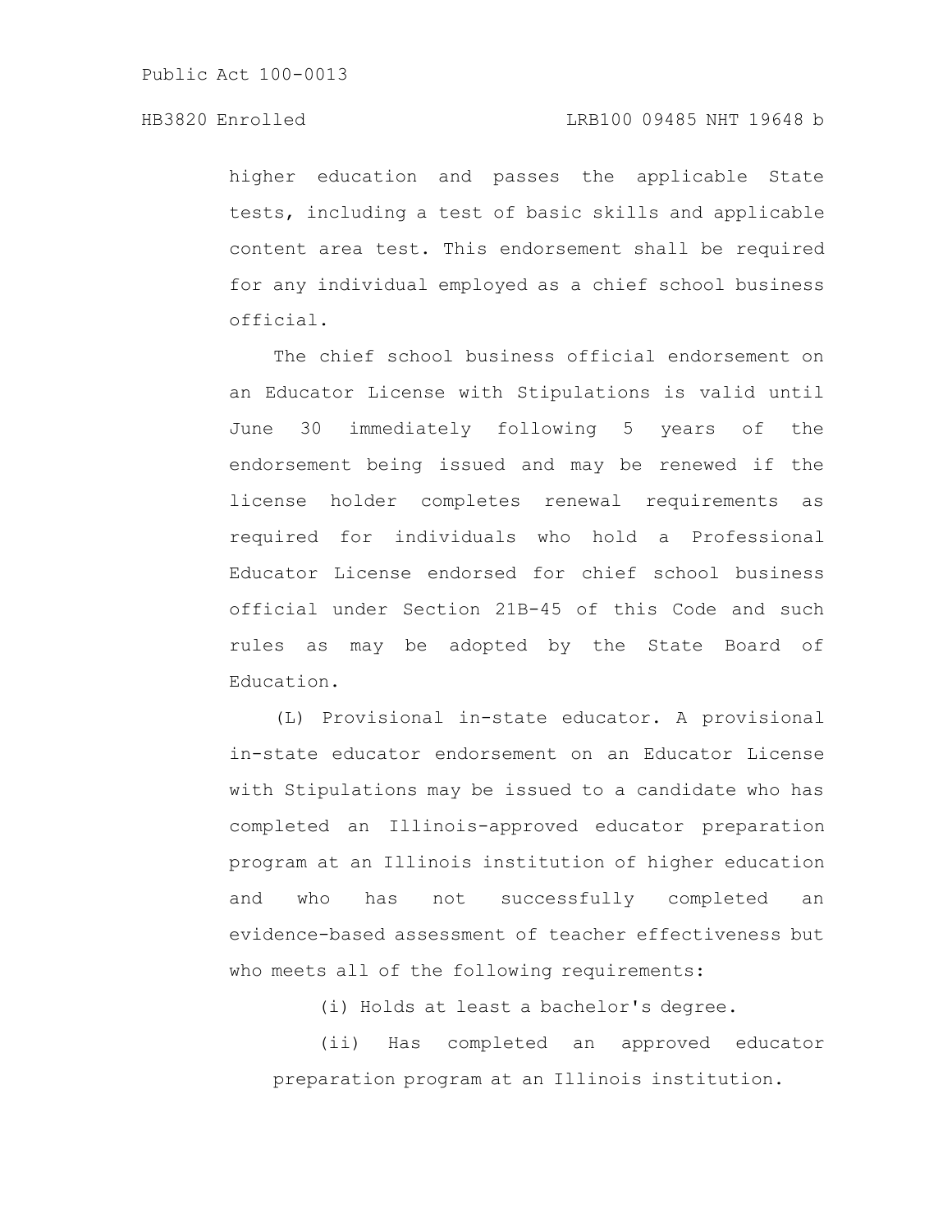higher education and passes the applicable State tests, including a test of basic skills and applicable content area test. This endorsement shall be required for any individual employed as a chief school business official.

The chief school business official endorsement on an Educator License with Stipulations is valid until June 30 immediately following 5 years of the endorsement being issued and may be renewed if the license holder completes renewal requirements as required for individuals who hold a Professional Educator License endorsed for chief school business official under Section 21B-45 of this Code and such rules as may be adopted by the State Board of Education.

(L) Provisional in-state educator. A provisional in-state educator endorsement on an Educator License with Stipulations may be issued to a candidate who has completed an Illinois-approved educator preparation program at an Illinois institution of higher education and who has not successfully completed an evidence-based assessment of teacher effectiveness but who meets all of the following requirements:

(i) Holds at least a bachelor's degree.

(ii) Has completed an approved educator preparation program at an Illinois institution.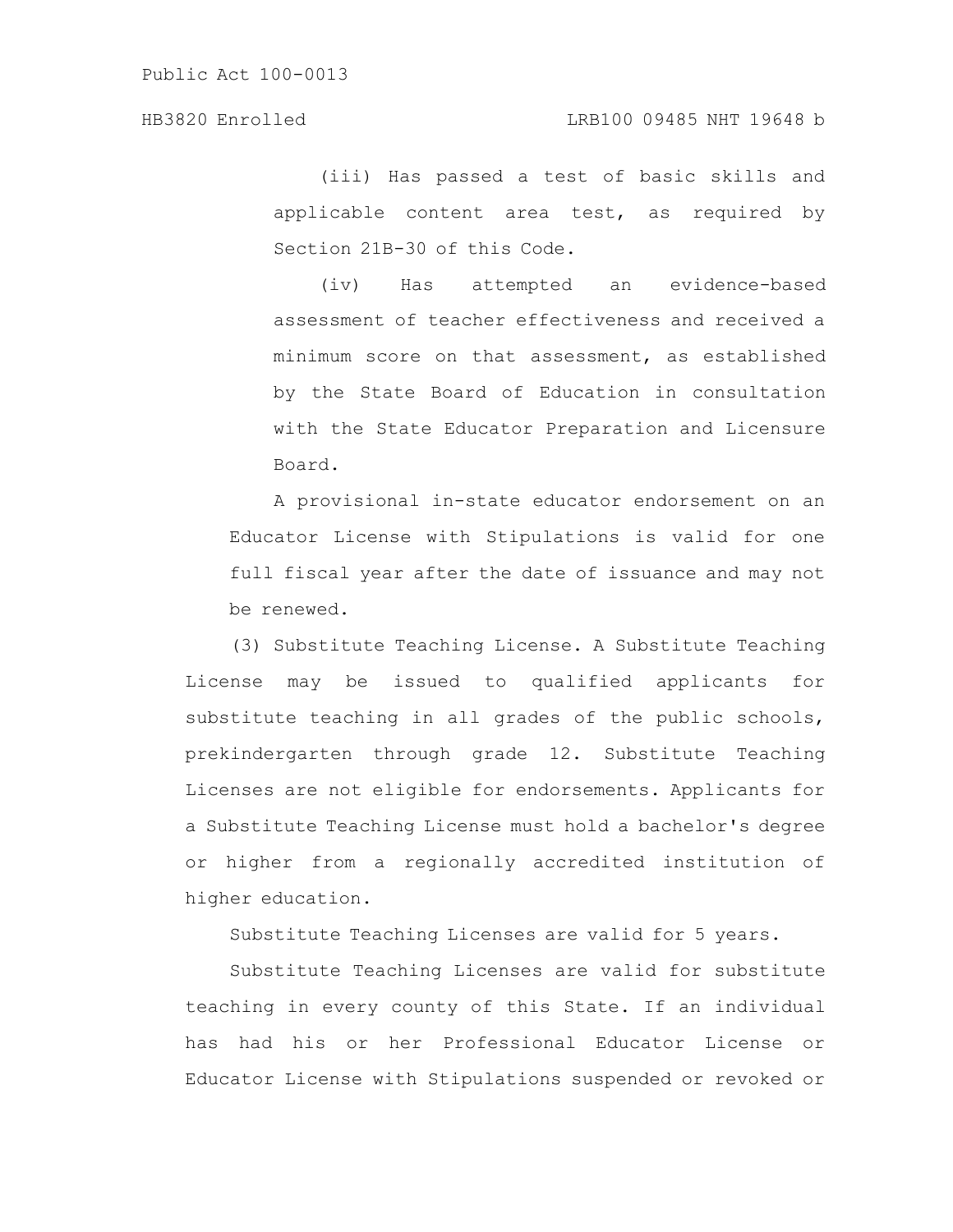(iii) Has passed a test of basic skills and applicable content area test, as required by Section 21B-30 of this Code.

(iv) Has attempted an evidence-based assessment of teacher effectiveness and received a minimum score on that assessment, as established by the State Board of Education in consultation with the State Educator Preparation and Licensure Board.

A provisional in-state educator endorsement on an Educator License with Stipulations is valid for one full fiscal year after the date of issuance and may not be renewed.

(3) Substitute Teaching License. A Substitute Teaching License may be issued to qualified applicants for substitute teaching in all grades of the public schools, prekindergarten through grade 12. Substitute Teaching Licenses are not eligible for endorsements. Applicants for a Substitute Teaching License must hold a bachelor's degree or higher from a regionally accredited institution of higher education.

Substitute Teaching Licenses are valid for 5 years.

Substitute Teaching Licenses are valid for substitute teaching in every county of this State. If an individual has had his or her Professional Educator License or Educator License with Stipulations suspended or revoked or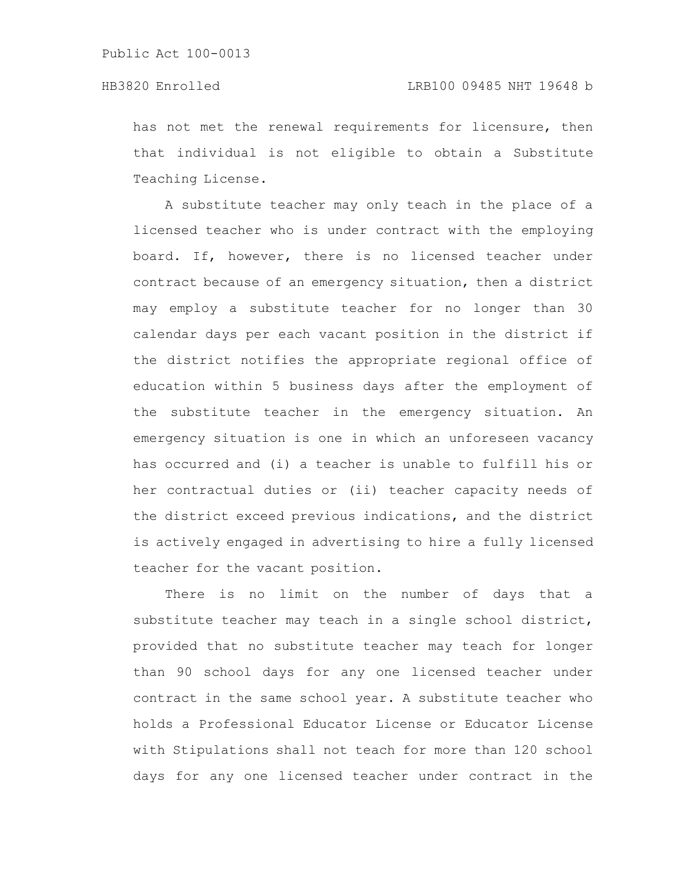has not met the renewal requirements for licensure, then that individual is not eligible to obtain a Substitute Teaching License.

A substitute teacher may only teach in the place of a licensed teacher who is under contract with the employing board. If, however, there is no licensed teacher under contract because of an emergency situation, then a district may employ a substitute teacher for no longer than 30 calendar days per each vacant position in the district if the district notifies the appropriate regional office of education within 5 business days after the employment of the substitute teacher in the emergency situation. An emergency situation is one in which an unforeseen vacancy has occurred and (i) a teacher is unable to fulfill his or her contractual duties or (ii) teacher capacity needs of the district exceed previous indications, and the district is actively engaged in advertising to hire a fully licensed teacher for the vacant position.

There is no limit on the number of days that a substitute teacher may teach in a single school district, provided that no substitute teacher may teach for longer than 90 school days for any one licensed teacher under contract in the same school year. A substitute teacher who holds a Professional Educator License or Educator License with Stipulations shall not teach for more than 120 school days for any one licensed teacher under contract in the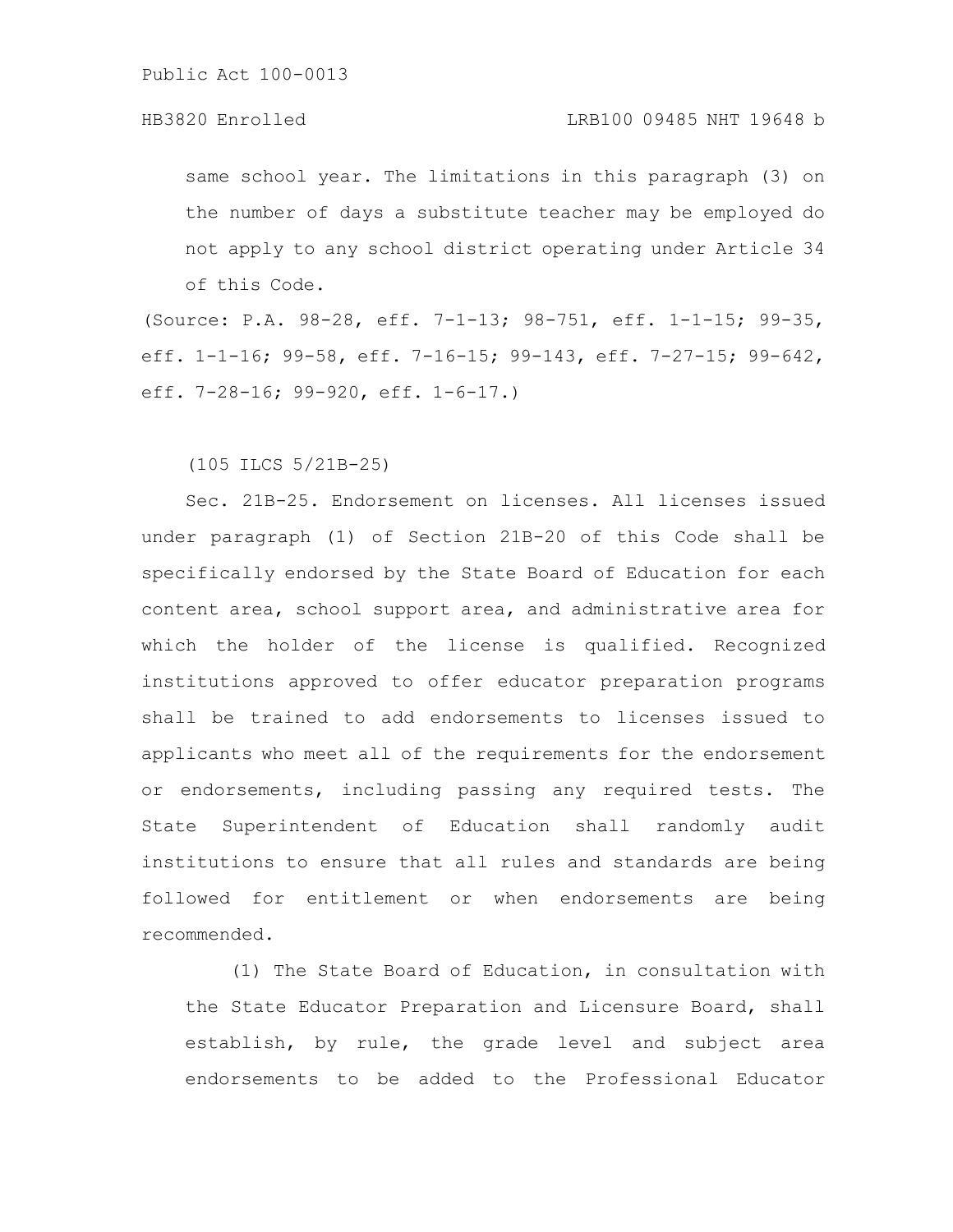same school year. The limitations in this paragraph (3) on the number of days a substitute teacher may be employed do not apply to any school district operating under Article 34 of this Code.

(Source: P.A. 98-28, eff. 7-1-13; 98-751, eff. 1-1-15; 99-35, eff. 1-1-16; 99-58, eff. 7-16-15; 99-143, eff. 7-27-15; 99-642, eff. 7-28-16; 99-920, eff. 1-6-17.)

(105 ILCS 5/21B-25)

Sec. 21B-25. Endorsement on licenses. All licenses issued under paragraph (1) of Section 21B-20 of this Code shall be specifically endorsed by the State Board of Education for each content area, school support area, and administrative area for which the holder of the license is qualified. Recognized institutions approved to offer educator preparation programs shall be trained to add endorsements to licenses issued to applicants who meet all of the requirements for the endorsement or endorsements, including passing any required tests. The State Superintendent of Education shall randomly audit institutions to ensure that all rules and standards are being followed for entitlement or when endorsements are being recommended.

(1) The State Board of Education, in consultation with the State Educator Preparation and Licensure Board, shall establish, by rule, the grade level and subject area endorsements to be added to the Professional Educator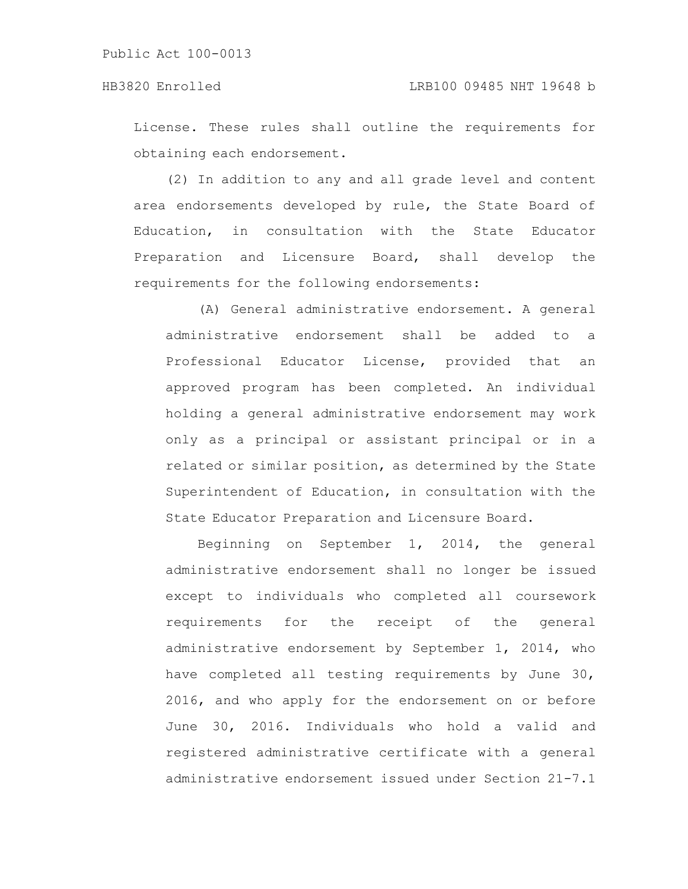License. These rules shall outline the requirements for obtaining each endorsement.

(2) In addition to any and all grade level and content area endorsements developed by rule, the State Board of Education, in consultation with the State Educator Preparation and Licensure Board, shall develop the requirements for the following endorsements:

(A) General administrative endorsement. A general administrative endorsement shall be added to a Professional Educator License, provided that an approved program has been completed. An individual holding a general administrative endorsement may work only as a principal or assistant principal or in a related or similar position, as determined by the State Superintendent of Education, in consultation with the State Educator Preparation and Licensure Board.

Beginning on September 1, 2014, the general administrative endorsement shall no longer be issued except to individuals who completed all coursework requirements for the receipt of the general administrative endorsement by September 1, 2014, who have completed all testing requirements by June 30, 2016, and who apply for the endorsement on or before June 30, 2016. Individuals who hold a valid and registered administrative certificate with a general administrative endorsement issued under Section 21-7.1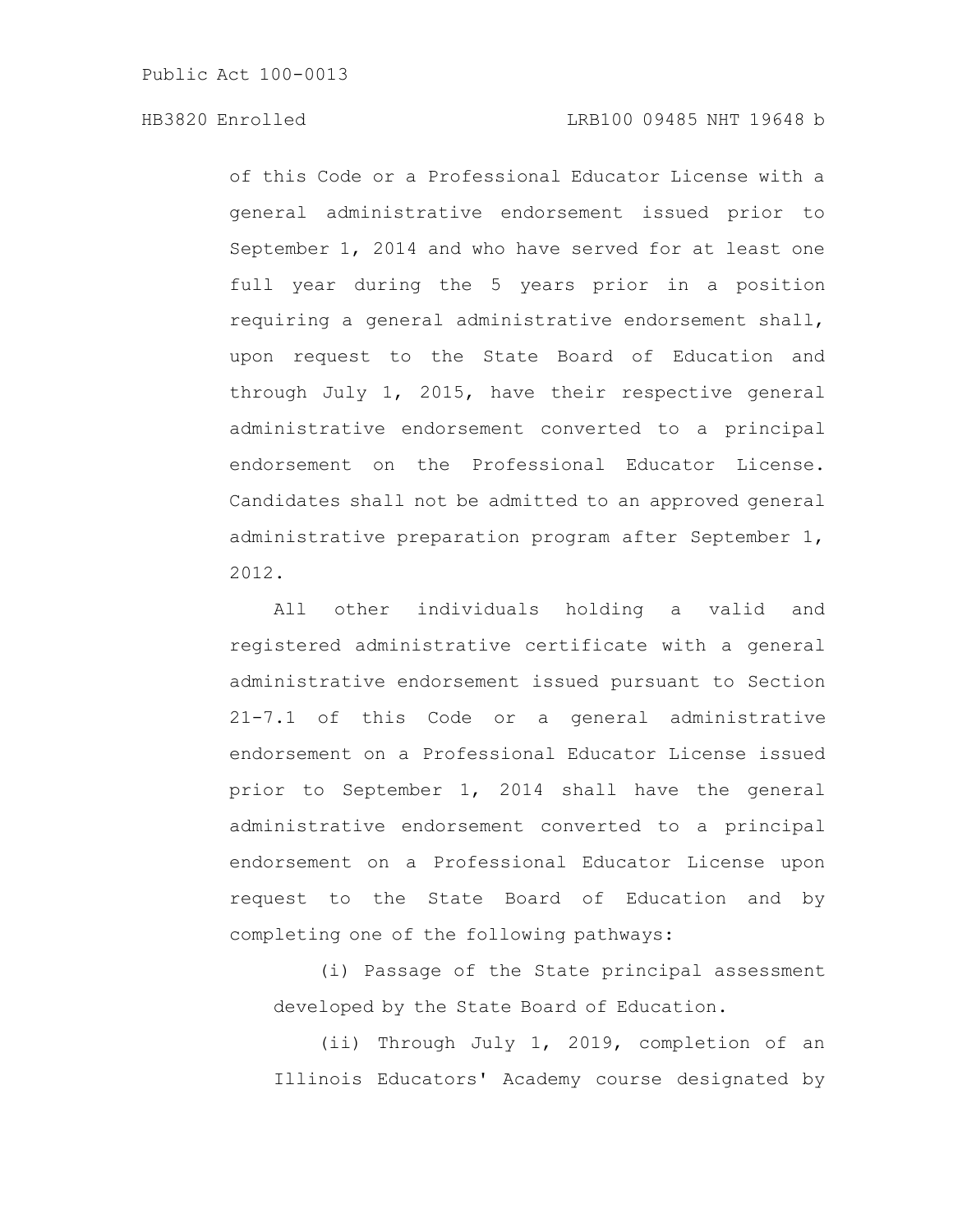of this Code or a Professional Educator License with a general administrative endorsement issued prior to September 1, 2014 and who have served for at least one full year during the 5 years prior in a position requiring a general administrative endorsement shall, upon request to the State Board of Education and through July 1, 2015, have their respective general administrative endorsement converted to a principal endorsement on the Professional Educator License. Candidates shall not be admitted to an approved general administrative preparation program after September 1, 2012.

All other individuals holding a valid and registered administrative certificate with a general administrative endorsement issued pursuant to Section 21-7.1 of this Code or a general administrative endorsement on a Professional Educator License issued prior to September 1, 2014 shall have the general administrative endorsement converted to a principal endorsement on a Professional Educator License upon request to the State Board of Education and by completing one of the following pathways:

(i) Passage of the State principal assessment developed by the State Board of Education.

(ii) Through July 1, 2019, completion of an Illinois Educators' Academy course designated by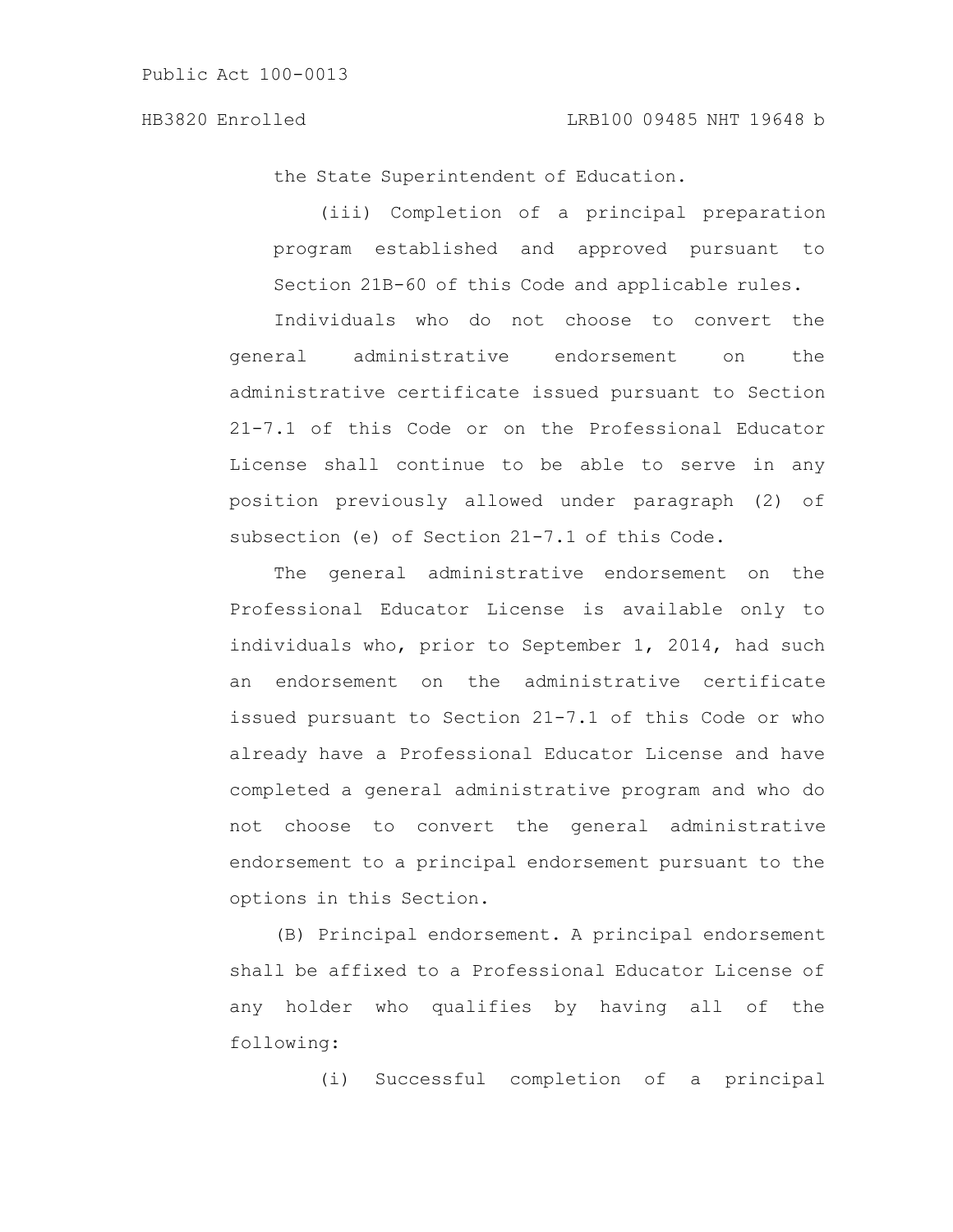the State Superintendent of Education.

(iii) Completion of a principal preparation program established and approved pursuant to Section 21B-60 of this Code and applicable rules.

Individuals who do not choose to convert the general administrative endorsement on the administrative certificate issued pursuant to Section 21-7.1 of this Code or on the Professional Educator License shall continue to be able to serve in any position previously allowed under paragraph (2) of subsection (e) of Section 21-7.1 of this Code.

The general administrative endorsement on the Professional Educator License is available only to individuals who, prior to September 1, 2014, had such an endorsement on the administrative certificate issued pursuant to Section 21-7.1 of this Code or who already have a Professional Educator License and have completed a general administrative program and who do not choose to convert the general administrative endorsement to a principal endorsement pursuant to the options in this Section.

(B) Principal endorsement. A principal endorsement shall be affixed to a Professional Educator License of any holder who qualifies by having all of the following:

(i) Successful completion of a principal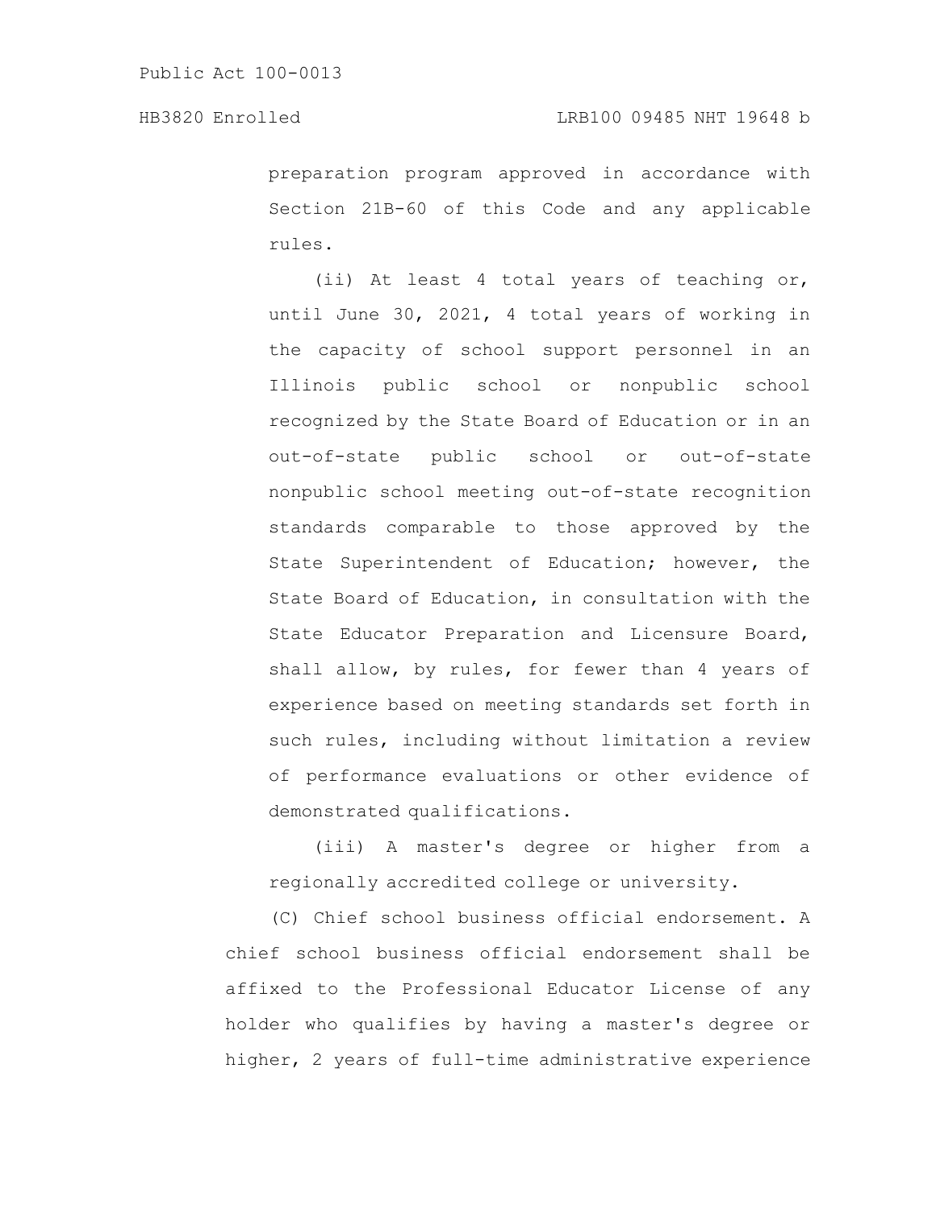preparation program approved in accordance with Section 21B-60 of this Code and any applicable rules.

(ii) At least 4 total years of teaching or, until June 30, 2021, 4 total years of working in the capacity of school support personnel in an Illinois public school or nonpublic school recognized by the State Board of Education or in an out-of-state public school or out-of-state nonpublic school meeting out-of-state recognition standards comparable to those approved by the State Superintendent of Education; however, the State Board of Education, in consultation with the State Educator Preparation and Licensure Board, shall allow, by rules, for fewer than 4 years of experience based on meeting standards set forth in such rules, including without limitation a review of performance evaluations or other evidence of demonstrated qualifications.

(iii) A master's degree or higher from a regionally accredited college or university.

(C) Chief school business official endorsement. A chief school business official endorsement shall be affixed to the Professional Educator License of any holder who qualifies by having a master's degree or higher, 2 years of full-time administrative experience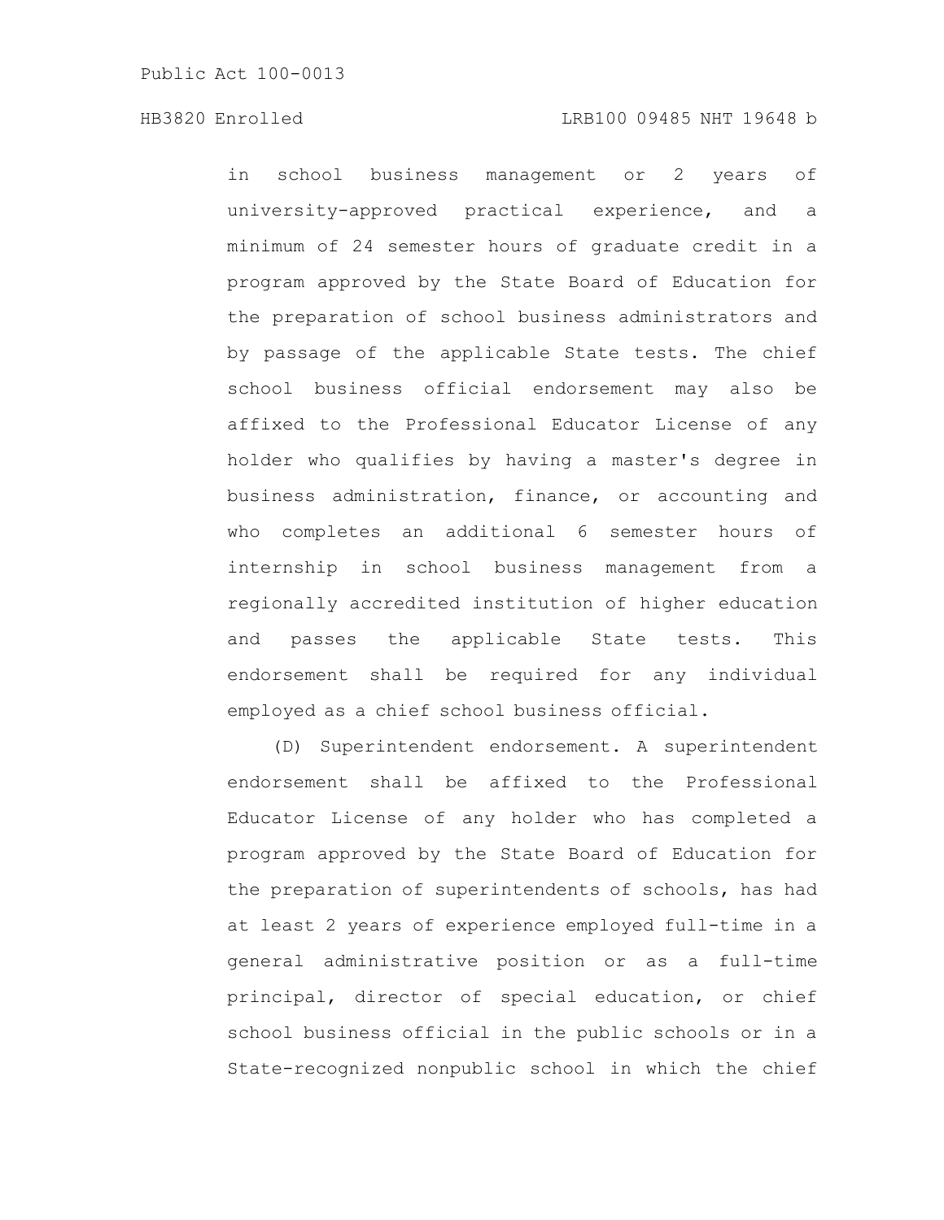in school business management or 2 years of university-approved practical experience, and a minimum of 24 semester hours of graduate credit in a program approved by the State Board of Education for the preparation of school business administrators and by passage of the applicable State tests. The chief school business official endorsement may also be affixed to the Professional Educator License of any holder who qualifies by having a master's degree in business administration, finance, or accounting and who completes an additional 6 semester hours of internship in school business management from a regionally accredited institution of higher education and passes the applicable State tests. This endorsement shall be required for any individual employed as a chief school business official.

(D) Superintendent endorsement. A superintendent endorsement shall be affixed to the Professional Educator License of any holder who has completed a program approved by the State Board of Education for the preparation of superintendents of schools, has had at least 2 years of experience employed full-time in a general administrative position or as a full-time principal, director of special education, or chief school business official in the public schools or in a State-recognized nonpublic school in which the chief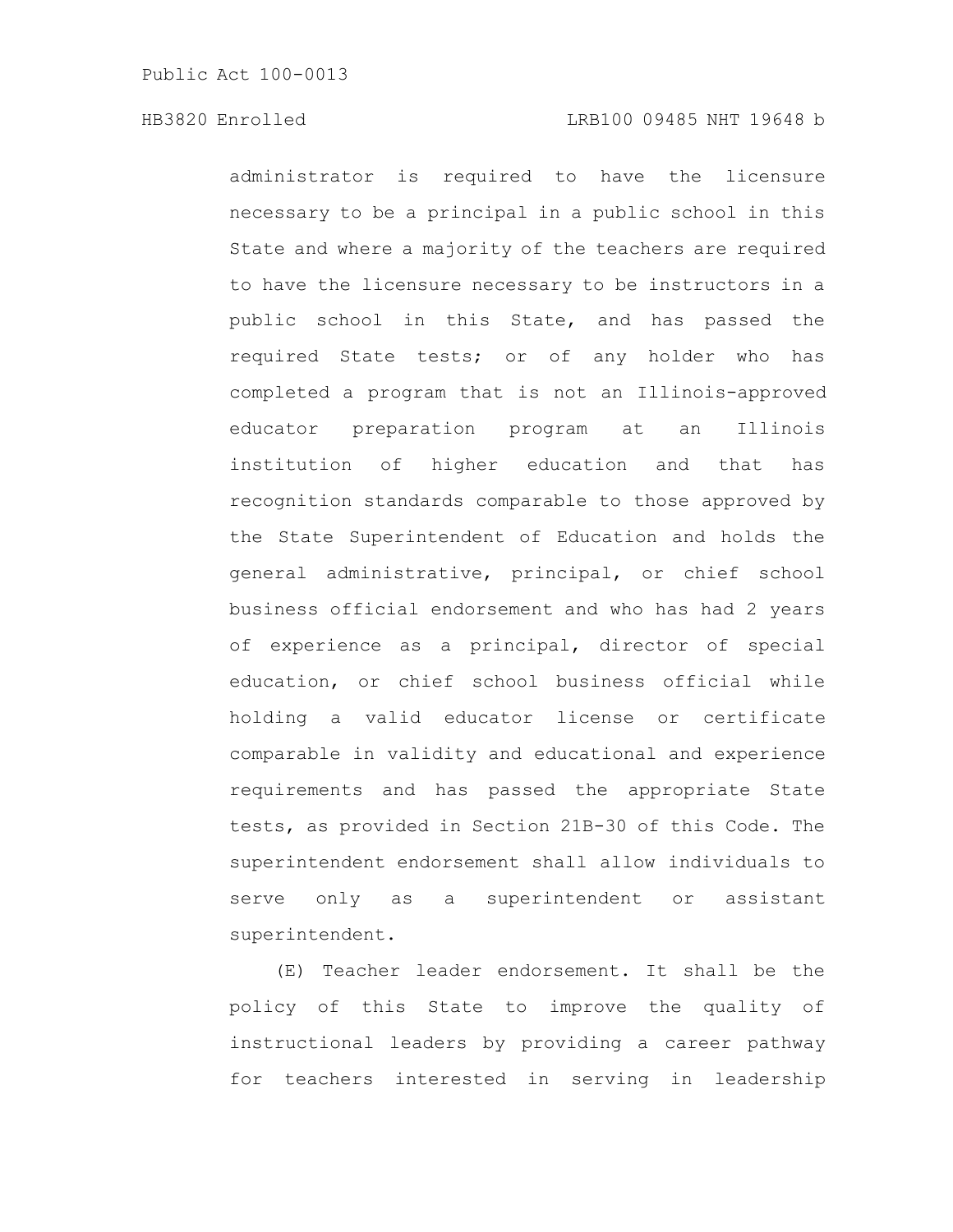administrator is required to have the licensure necessary to be a principal in a public school in this State and where a majority of the teachers are required to have the licensure necessary to be instructors in a public school in this State, and has passed the required State tests; or of any holder who has completed a program that is not an Illinois-approved educator preparation program at an Illinois institution of higher education and that has recognition standards comparable to those approved by the State Superintendent of Education and holds the general administrative, principal, or chief school business official endorsement and who has had 2 years of experience as a principal, director of special education, or chief school business official while holding a valid educator license or certificate comparable in validity and educational and experience requirements and has passed the appropriate State tests, as provided in Section 21B-30 of this Code. The superintendent endorsement shall allow individuals to serve only as a superintendent or assistant superintendent.

(E) Teacher leader endorsement. It shall be the policy of this State to improve the quality of instructional leaders by providing a career pathway for teachers interested in serving in leadership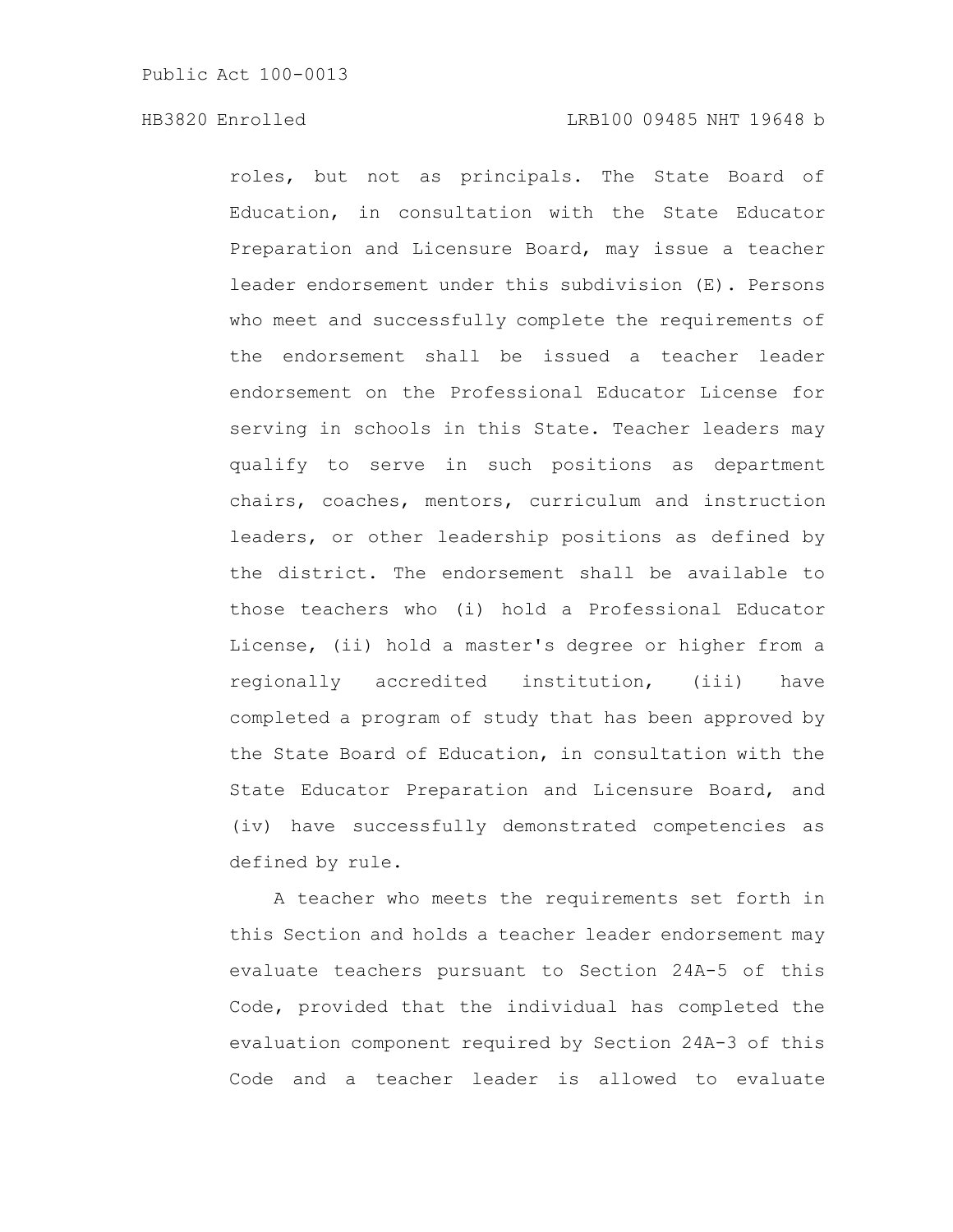roles, but not as principals. The State Board of Education, in consultation with the State Educator Preparation and Licensure Board, may issue a teacher leader endorsement under this subdivision (E). Persons who meet and successfully complete the requirements of the endorsement shall be issued a teacher leader endorsement on the Professional Educator License for serving in schools in this State. Teacher leaders may qualify to serve in such positions as department chairs, coaches, mentors, curriculum and instruction leaders, or other leadership positions as defined by the district. The endorsement shall be available to those teachers who (i) hold a Professional Educator License, (ii) hold a master's degree or higher from a regionally accredited institution, (iii) have completed a program of study that has been approved by the State Board of Education, in consultation with the State Educator Preparation and Licensure Board, and (iv) have successfully demonstrated competencies as defined by rule.

A teacher who meets the requirements set forth in this Section and holds a teacher leader endorsement may evaluate teachers pursuant to Section 24A-5 of this Code, provided that the individual has completed the evaluation component required by Section 24A-3 of this Code and a teacher leader is allowed to evaluate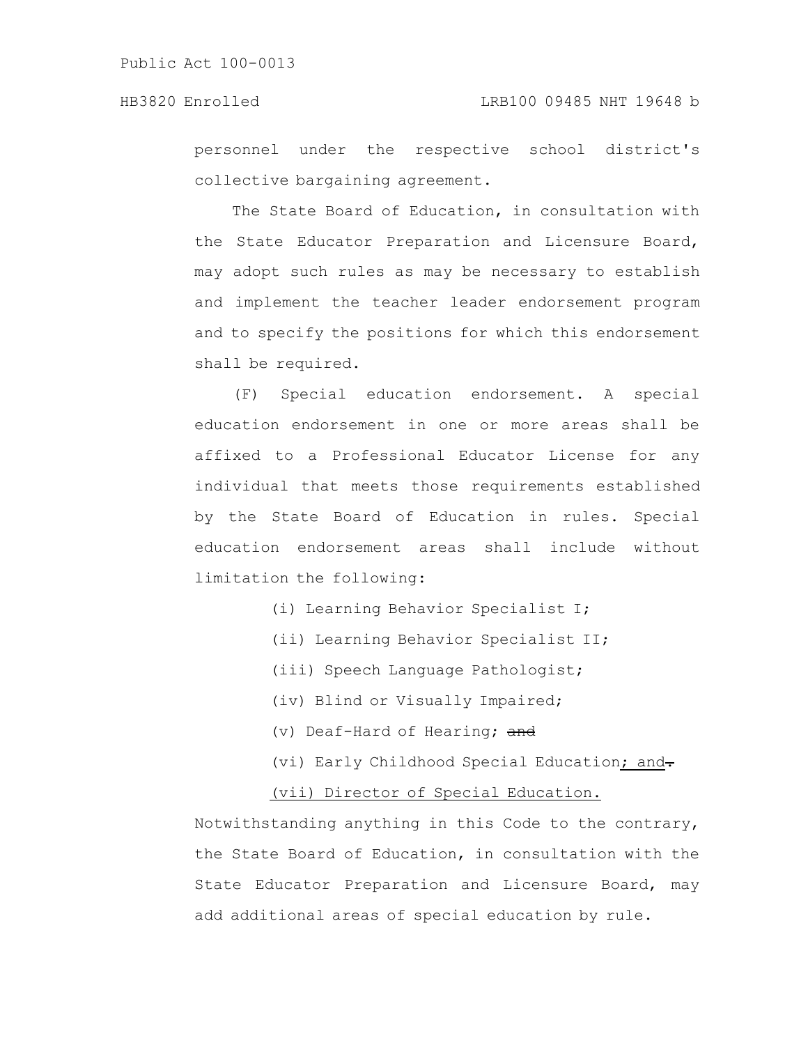personnel under the respective school district's collective bargaining agreement.

The State Board of Education, in consultation with the State Educator Preparation and Licensure Board, may adopt such rules as may be necessary to establish and implement the teacher leader endorsement program and to specify the positions for which this endorsement shall be required.

(F) Special education endorsement. A special education endorsement in one or more areas shall be affixed to a Professional Educator License for any individual that meets those requirements established by the State Board of Education in rules. Special education endorsement areas shall include without limitation the following:

(i) Learning Behavior Specialist I;

(ii) Learning Behavior Specialist II;

(iii) Speech Language Pathologist;

(iv) Blind or Visually Impaired;

(v) Deaf-Hard of Hearing; ~~and~~

(vi) Early Childhood Special Education; and~~.~~

(vii) Director of Special Education.

Notwithstanding anything in this Code to the contrary, the State Board of Education, in consultation with the State Educator Preparation and Licensure Board, may add additional areas of special education by rule.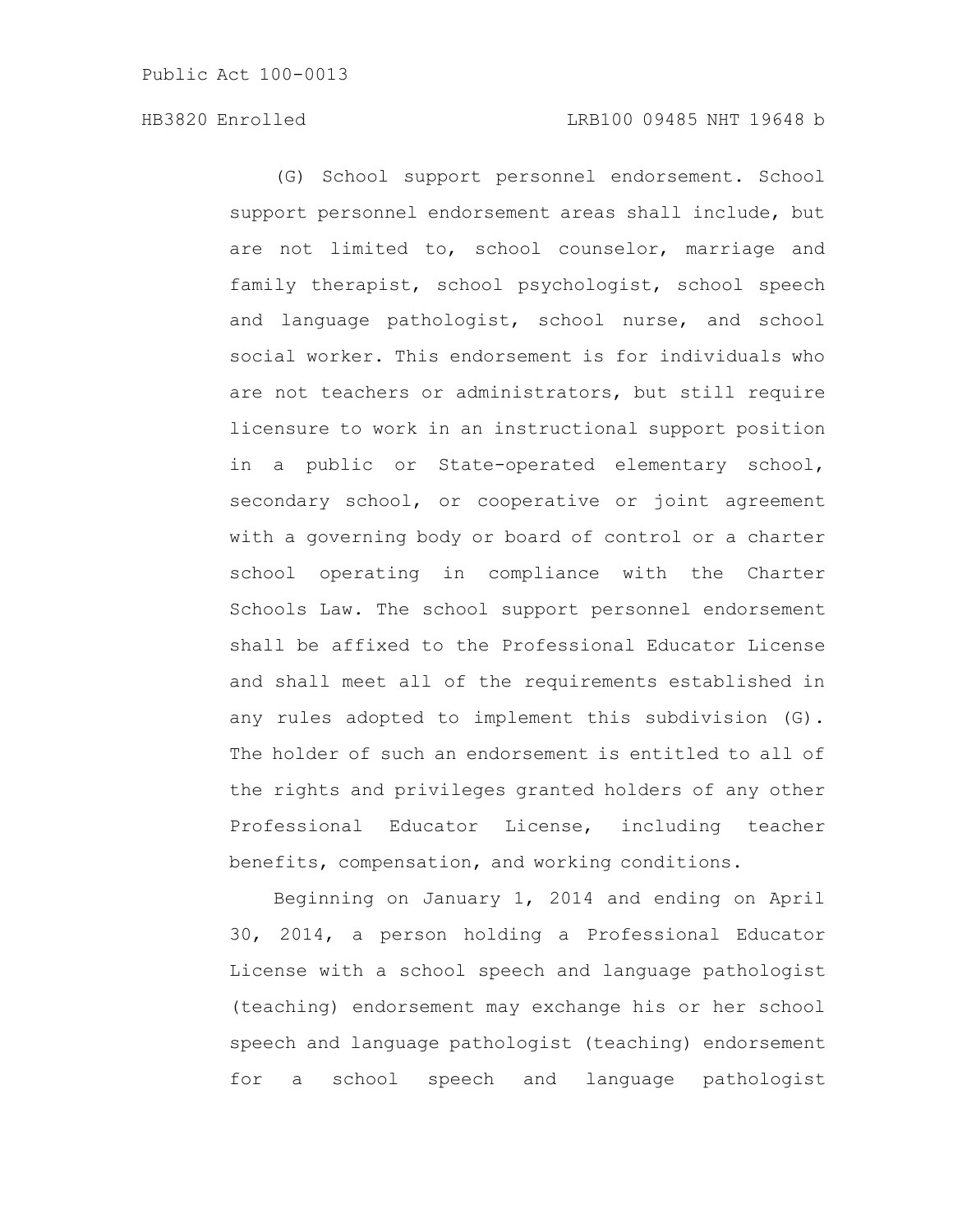(G) School support personnel endorsement. School support personnel endorsement areas shall include, but are not limited to, school counselor, marriage and family therapist, school psychologist, school speech and language pathologist, school nurse, and school social worker. This endorsement is for individuals who are not teachers or administrators, but still require licensure to work in an instructional support position in a public or State-operated elementary school, secondary school, or cooperative or joint agreement with a governing body or board of control or a charter school operating in compliance with the Charter Schools Law. The school support personnel endorsement shall be affixed to the Professional Educator License and shall meet all of the requirements established in any rules adopted to implement this subdivision (G). The holder of such an endorsement is entitled to all of the rights and privileges granted holders of any other Professional Educator License, including teacher benefits, compensation, and working conditions.

Beginning on January 1, 2014 and ending on April 30, 2014, a person holding a Professional Educator License with a school speech and language pathologist (teaching) endorsement may exchange his or her school speech and language pathologist (teaching) endorsement for a school speech and language pathologist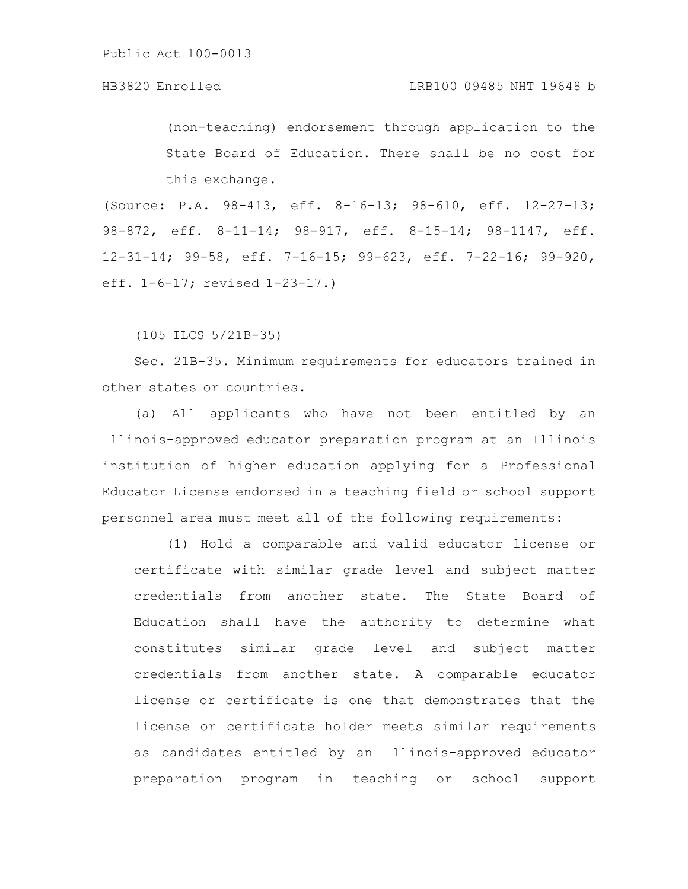(non-teaching) endorsement through application to the State Board of Education. There shall be no cost for this exchange.

(Source: P.A. 98-413, eff. 8-16-13; 98-610, eff. 12-27-13; 98-872, eff. 8-11-14; 98-917, eff. 8-15-14; 98-1147, eff. 12-31-14; 99-58, eff. 7-16-15; 99-623, eff. 7-22-16; 99-920, eff. 1-6-17; revised 1-23-17.)

(105 ILCS 5/21B-35)

Sec. 21B-35. Minimum requirements for educators trained in other states or countries.

(a) All applicants who have not been entitled by an Illinois-approved educator preparation program at an Illinois institution of higher education applying for a Professional Educator License endorsed in a teaching field or school support personnel area must meet all of the following requirements:

(1) Hold a comparable and valid educator license or certificate with similar grade level and subject matter credentials from another state. The State Board of Education shall have the authority to determine what constitutes similar grade level and subject matter credentials from another state. A comparable educator license or certificate is one that demonstrates that the license or certificate holder meets similar requirements as candidates entitled by an Illinois-approved educator preparation program in teaching or school support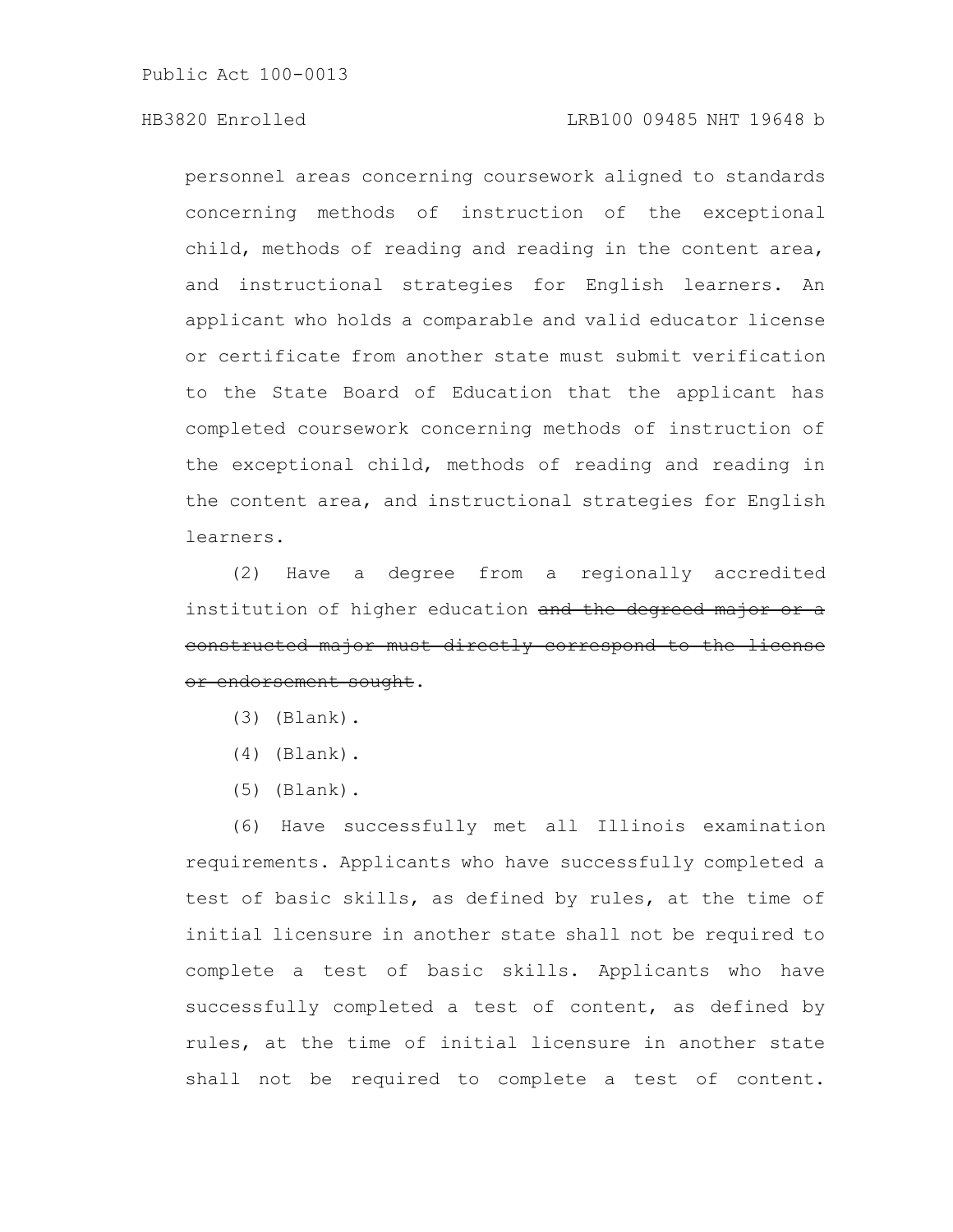personnel areas concerning coursework aligned to standards concerning methods of instruction of the exceptional child, methods of reading and reading in the content area, and instructional strategies for English learners. An applicant who holds a comparable and valid educator license or certificate from another state must submit verification to the State Board of Education that the applicant has completed coursework concerning methods of instruction of the exceptional child, methods of reading and reading in the content area, and instructional strategies for English learners.

(2) Have a degree from a regionally accredited institution of higher education ~~and the degreed major or a constructed major must directly correspond to the license or endorsement sought~~.

(3) (Blank).

(4) (Blank).

(5) (Blank).

(6) Have successfully met all Illinois examination requirements. Applicants who have successfully completed a test of basic skills, as defined by rules, at the time of initial licensure in another state shall not be required to complete a test of basic skills. Applicants who have successfully completed a test of content, as defined by rules, at the time of initial licensure in another state shall not be required to complete a test of content.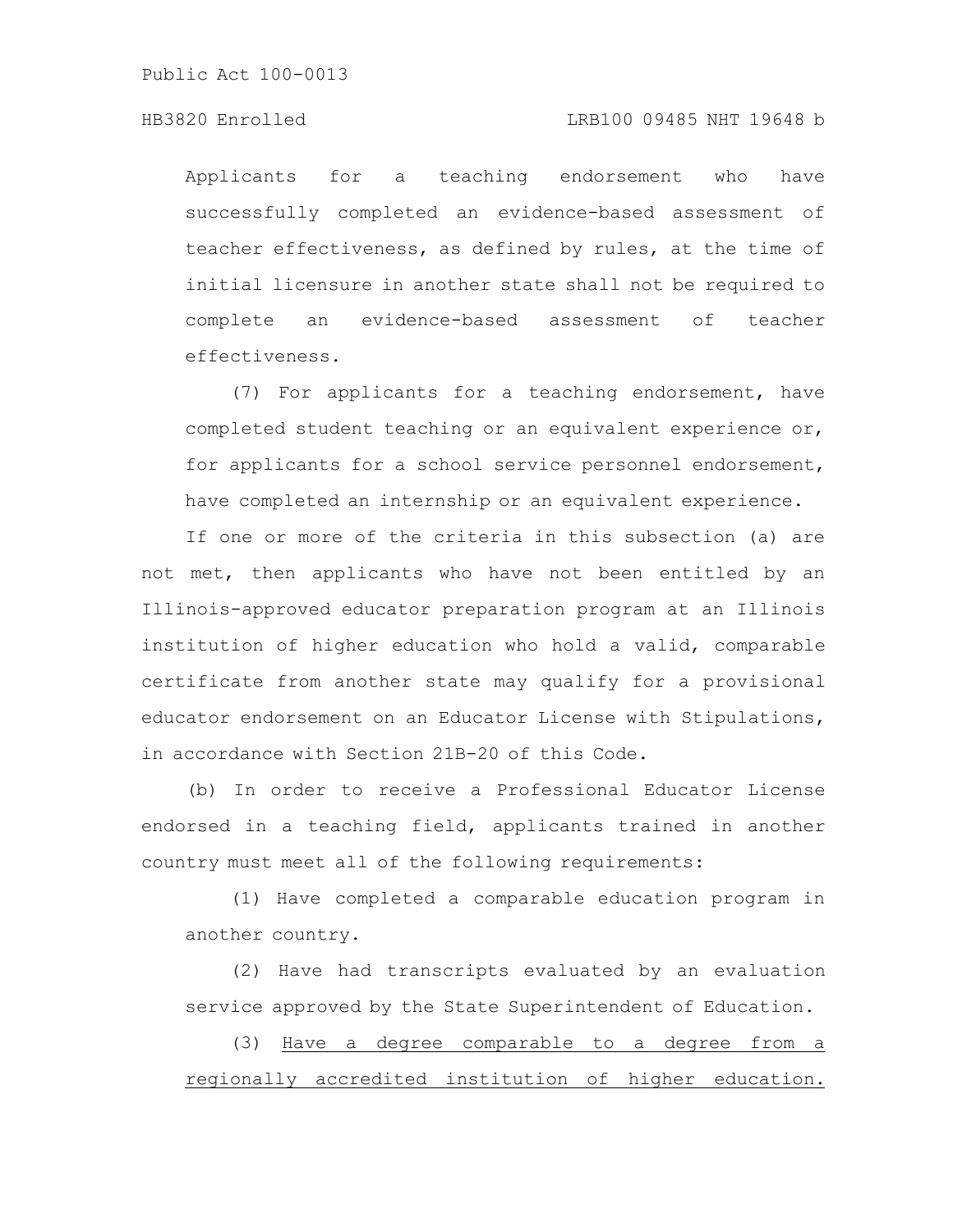Applicants for a teaching endorsement who have successfully completed an evidence-based assessment of teacher effectiveness, as defined by rules, at the time of initial licensure in another state shall not be required to complete an evidence-based assessment of teacher effectiveness.

(7) For applicants for a teaching endorsement, have completed student teaching or an equivalent experience or, for applicants for a school service personnel endorsement, have completed an internship or an equivalent experience.

If one or more of the criteria in this subsection (a) are not met, then applicants who have not been entitled by an Illinois-approved educator preparation program at an Illinois institution of higher education who hold a valid, comparable certificate from another state may qualify for a provisional educator endorsement on an Educator License with Stipulations, in accordance with Section 21B-20 of this Code.

(b) In order to receive a Professional Educator License endorsed in a teaching field, applicants trained in another country must meet all of the following requirements:

(1) Have completed a comparable education program in another country.

(2) Have had transcripts evaluated by an evaluation service approved by the State Superintendent of Education.

(3) <u>Have a degree comparable to a degree from a regionally accredited institution of higher education.</u>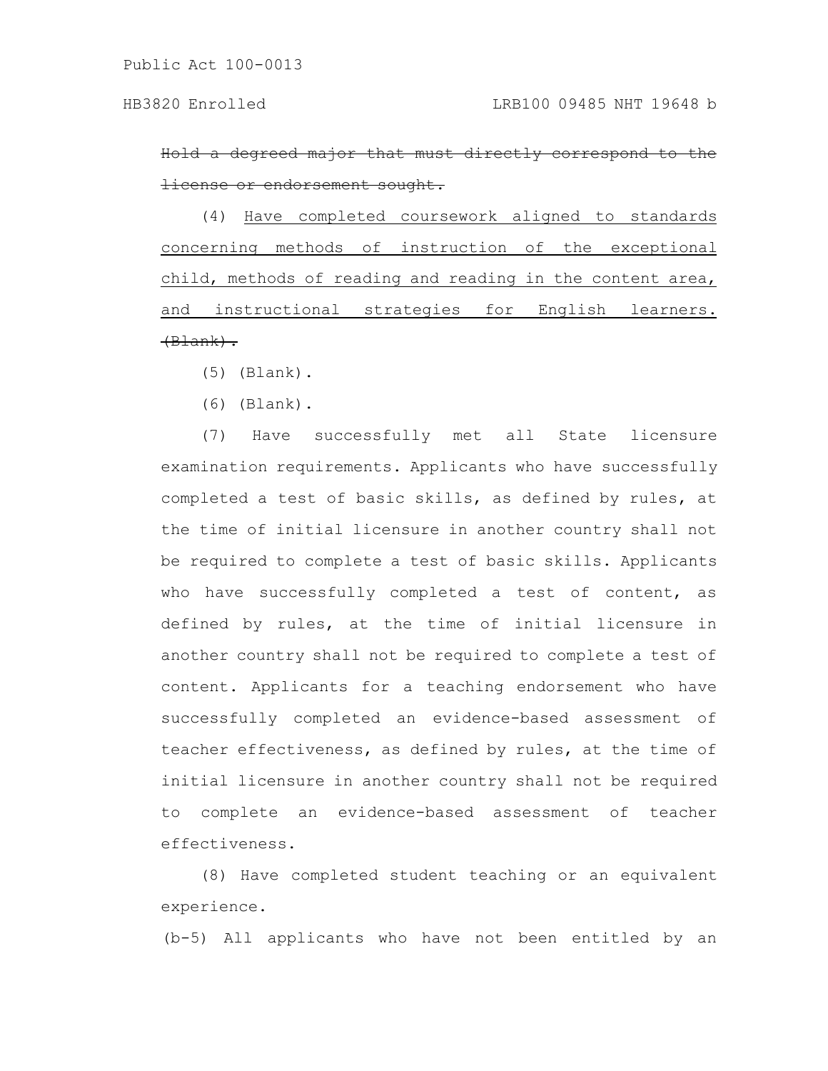~~Hold a degreed major that must directly correspond to the license or endorsement sought.~~

(4) Have completed coursework aligned to standards concerning methods of instruction of the exceptional child, methods of reading and reading in the content area, and instructional strategies for English learners. ~~(Blank).~~

(5) (Blank).

(6) (Blank).

(7) Have successfully met all State licensure examination requirements. Applicants who have successfully completed a test of basic skills, as defined by rules, at the time of initial licensure in another country shall not be required to complete a test of basic skills. Applicants who have successfully completed a test of content, as defined by rules, at the time of initial licensure in another country shall not be required to complete a test of content. Applicants for a teaching endorsement who have successfully completed an evidence-based assessment of teacher effectiveness, as defined by rules, at the time of initial licensure in another country shall not be required to complete an evidence-based assessment of teacher effectiveness.

(8) Have completed student teaching or an equivalent experience.

(b-5) All applicants who have not been entitled by an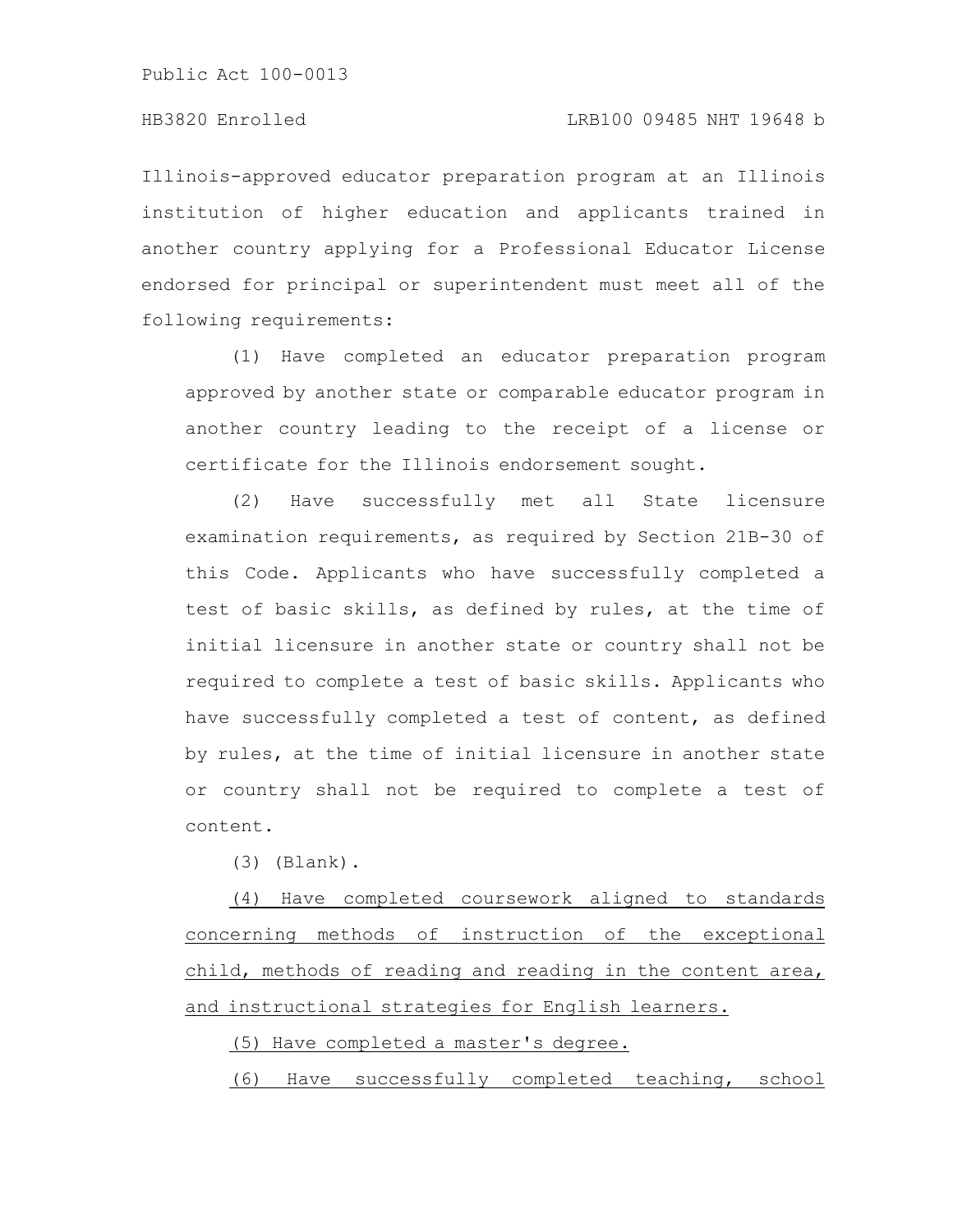Illinois-approved educator preparation program at an Illinois institution of higher education and applicants trained in another country applying for a Professional Educator License endorsed for principal or superintendent must meet all of the following requirements:

(1) Have completed an educator preparation program approved by another state or comparable educator program in another country leading to the receipt of a license or certificate for the Illinois endorsement sought.

(2) Have successfully met all State licensure examination requirements, as required by Section 21B-30 of this Code. Applicants who have successfully completed a test of basic skills, as defined by rules, at the time of initial licensure in another state or country shall not be required to complete a test of basic skills. Applicants who have successfully completed a test of content, as defined by rules, at the time of initial licensure in another state or country shall not be required to complete a test of content.

(3) (Blank).

<u>(4) Have completed coursework aligned to standards concerning methods of instruction of the exceptional child, methods of reading and reading in the content area, and instructional strategies for English learners.</u>

<u>(5) Have completed a master's degree.</u>

<u>(6) Have successfully completed teaching, school</u>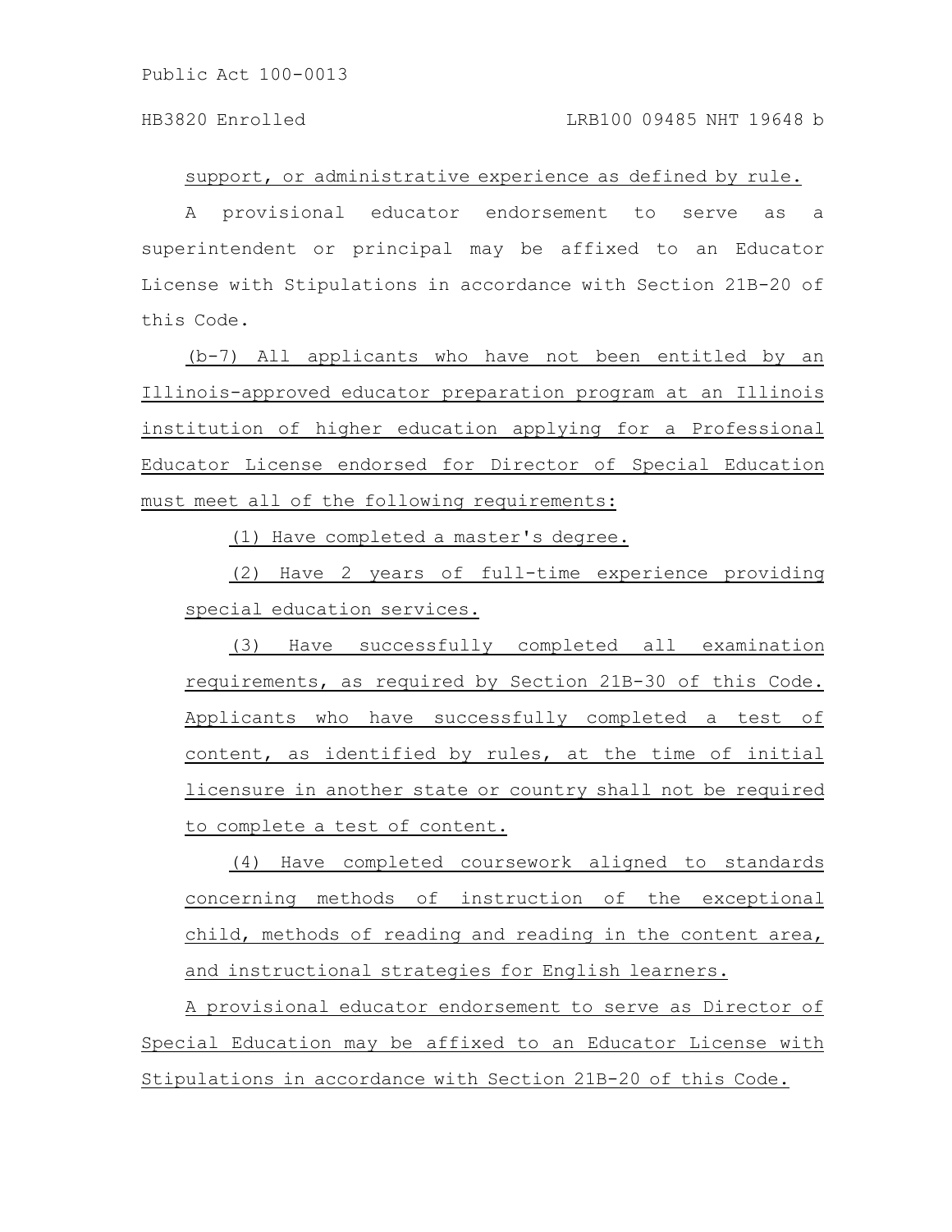support, or administrative experience as defined by rule.

A provisional educator endorsement to serve as a superintendent or principal may be affixed to an Educator License with Stipulations in accordance with Section 21B-20 of this Code.

(b-7) All applicants who have not been entitled by an Illinois-approved educator preparation program at an Illinois institution of higher education applying for a Professional Educator License endorsed for Director of Special Education must meet all of the following requirements:

(1) Have completed a master's degree.

(2) Have 2 years of full-time experience providing special education services.

(3) Have successfully completed all examination requirements, as required by Section 21B-30 of this Code. Applicants who have successfully completed a test of content, as identified by rules, at the time of initial licensure in another state or country shall not be required to complete a test of content.

(4) Have completed coursework aligned to standards concerning methods of instruction of the exceptional child, methods of reading and reading in the content area, and instructional strategies for English learners.

A provisional educator endorsement to serve as Director of Special Education may be affixed to an Educator License with Stipulations in accordance with Section 21B-20 of this Code.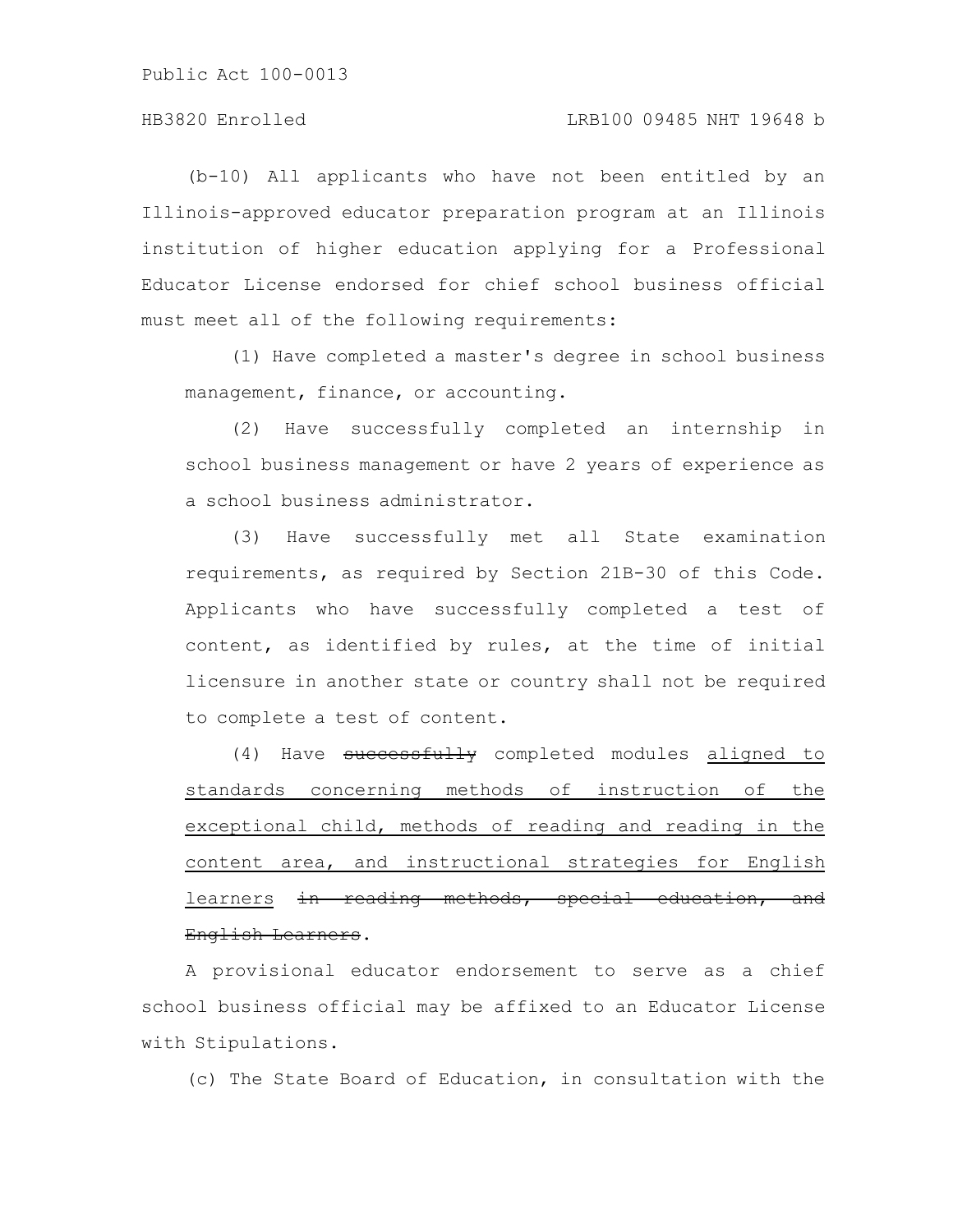(b-10) All applicants who have not been entitled by an Illinois-approved educator preparation program at an Illinois institution of higher education applying for a Professional Educator License endorsed for chief school business official must meet all of the following requirements:

(1) Have completed a master's degree in school business management, finance, or accounting.

(2) Have successfully completed an internship in school business management or have 2 years of experience as a school business administrator.

(3) Have successfully met all State examination requirements, as required by Section 21B-30 of this Code. Applicants who have successfully completed a test of content, as identified by rules, at the time of initial licensure in another state or country shall not be required to complete a test of content.

(4) Have ~~successfully~~ completed modules <u>aligned to standards concerning methods of instruction of the exceptional child, methods of reading and reading in the content area, and instructional strategies for English learners</u> ~~in reading methods, special education, and English Learners~~.

A provisional educator endorsement to serve as a chief school business official may be affixed to an Educator License with Stipulations.

(c) The State Board of Education, in consultation with the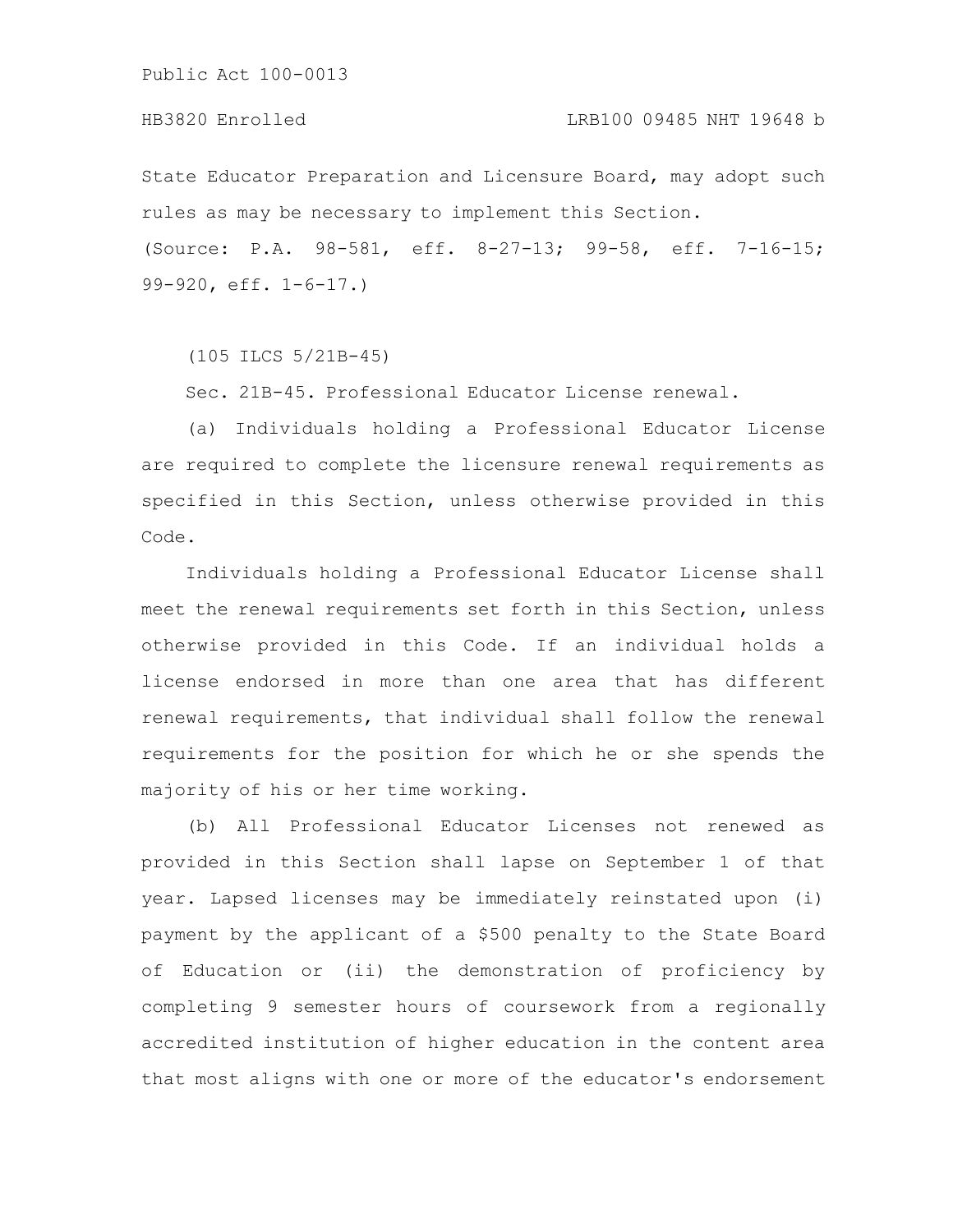State Educator Preparation and Licensure Board, may adopt such rules as may be necessary to implement this Section.

(Source: P.A. 98-581, eff. 8-27-13; 99-58, eff. 7-16-15; 99-920, eff. 1-6-17.)

(105 ILCS 5/21B-45)

Sec. 21B-45. Professional Educator License renewal.

(a) Individuals holding a Professional Educator License are required to complete the licensure renewal requirements as specified in this Section, unless otherwise provided in this Code.

Individuals holding a Professional Educator License shall meet the renewal requirements set forth in this Section, unless otherwise provided in this Code. If an individual holds a license endorsed in more than one area that has different renewal requirements, that individual shall follow the renewal requirements for the position for which he or she spends the majority of his or her time working.

(b) All Professional Educator Licenses not renewed as provided in this Section shall lapse on September 1 of that year. Lapsed licenses may be immediately reinstated upon (i) payment by the applicant of a $500 penalty to the State Board of Education or (ii) the demonstration of proficiency by completing 9 semester hours of coursework from a regionally accredited institution of higher education in the content area that most aligns with one or more of the educator's endorsement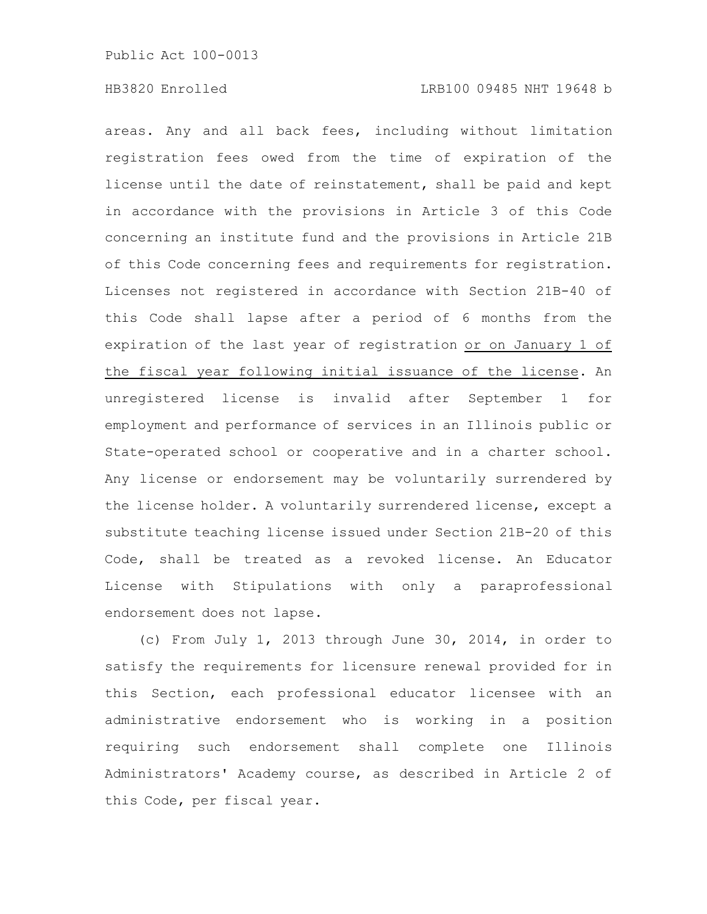areas. Any and all back fees, including without limitation registration fees owed from the time of expiration of the license until the date of reinstatement, shall be paid and kept in accordance with the provisions in Article 3 of this Code concerning an institute fund and the provisions in Article 21B of this Code concerning fees and requirements for registration. Licenses not registered in accordance with Section 21B-40 of this Code shall lapse after a period of 6 months from the expiration of the last year of registration <u>or on January 1 of the fiscal year following initial issuance of the license</u>. An unregistered license is invalid after September 1 for employment and performance of services in an Illinois public or State-operated school or cooperative and in a charter school. Any license or endorsement may be voluntarily surrendered by the license holder. A voluntarily surrendered license, except a substitute teaching license issued under Section 21B-20 of this Code, shall be treated as a revoked license. An Educator License with Stipulations with only a paraprofessional endorsement does not lapse.

(c) From July 1, 2013 through June 30, 2014, in order to satisfy the requirements for licensure renewal provided for in this Section, each professional educator licensee with an administrative endorsement who is working in a position requiring such endorsement shall complete one Illinois Administrators' Academy course, as described in Article 2 of this Code, per fiscal year.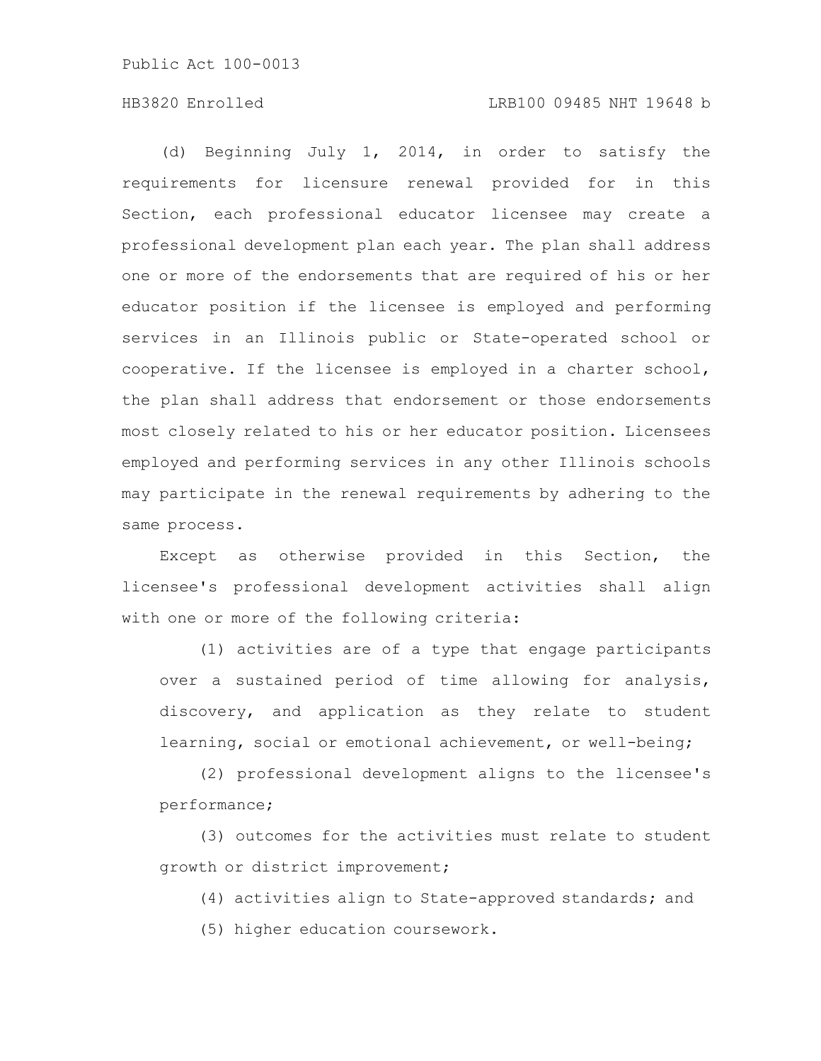(d) Beginning July 1, 2014, in order to satisfy the requirements for licensure renewal provided for in this Section, each professional educator licensee may create a professional development plan each year. The plan shall address one or more of the endorsements that are required of his or her educator position if the licensee is employed and performing services in an Illinois public or State-operated school or cooperative. If the licensee is employed in a charter school, the plan shall address that endorsement or those endorsements most closely related to his or her educator position. Licensees employed and performing services in any other Illinois schools may participate in the renewal requirements by adhering to the same process.

Except as otherwise provided in this Section, the licensee's professional development activities shall align with one or more of the following criteria:

(1) activities are of a type that engage participants over a sustained period of time allowing for analysis, discovery, and application as they relate to student learning, social or emotional achievement, or well-being;

(2) professional development aligns to the licensee's performance;

(3) outcomes for the activities must relate to student growth or district improvement;

(4) activities align to State-approved standards; and

(5) higher education coursework.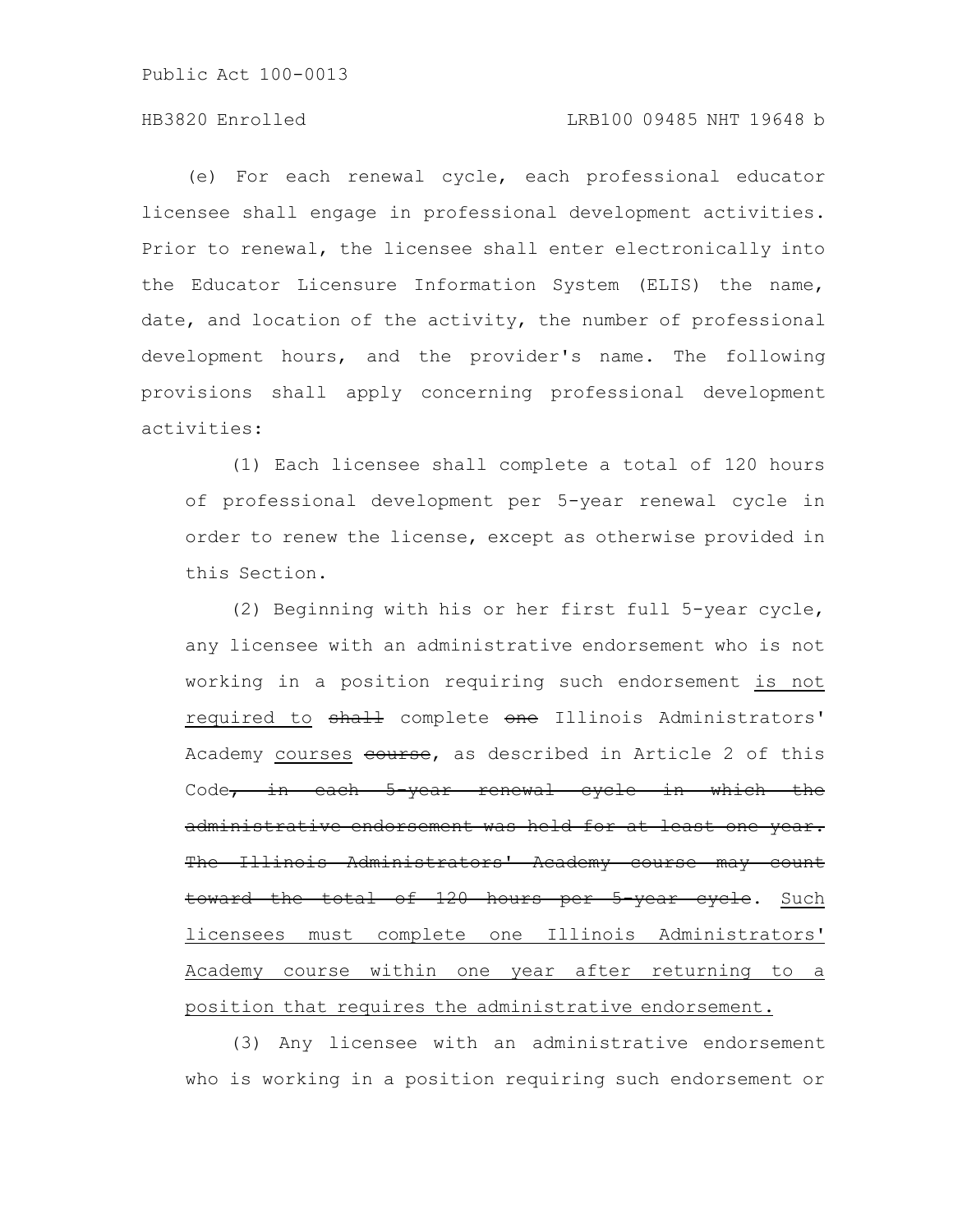(e) For each renewal cycle, each professional educator licensee shall engage in professional development activities. Prior to renewal, the licensee shall enter electronically into the Educator Licensure Information System (ELIS) the name, date, and location of the activity, the number of professional development hours, and the provider's name. The following provisions shall apply concerning professional development activities:

(1) Each licensee shall complete a total of 120 hours of professional development per 5-year renewal cycle in order to renew the license, except as otherwise provided in this Section.

(2) Beginning with his or her first full 5-year cycle, any licensee with an administrative endorsement who is not working in a position requiring such endorsement <u>is not required to</u> ~~shall~~ complete ~~one~~ Illinois Administrators' Academy <u>courses</u> ~~course~~, as described in Article 2 of this Code~~, in each 5-year renewal cycle in which the administrative endorsement was held for at least one year. The Illinois Administrators' Academy course may count toward the total of 120 hours per 5-year cycle~~. <u>Such licensees must complete one Illinois Administrators' Academy course within one year after returning to a position that requires the administrative endorsement.</u>

(3) Any licensee with an administrative endorsement who is working in a position requiring such endorsement or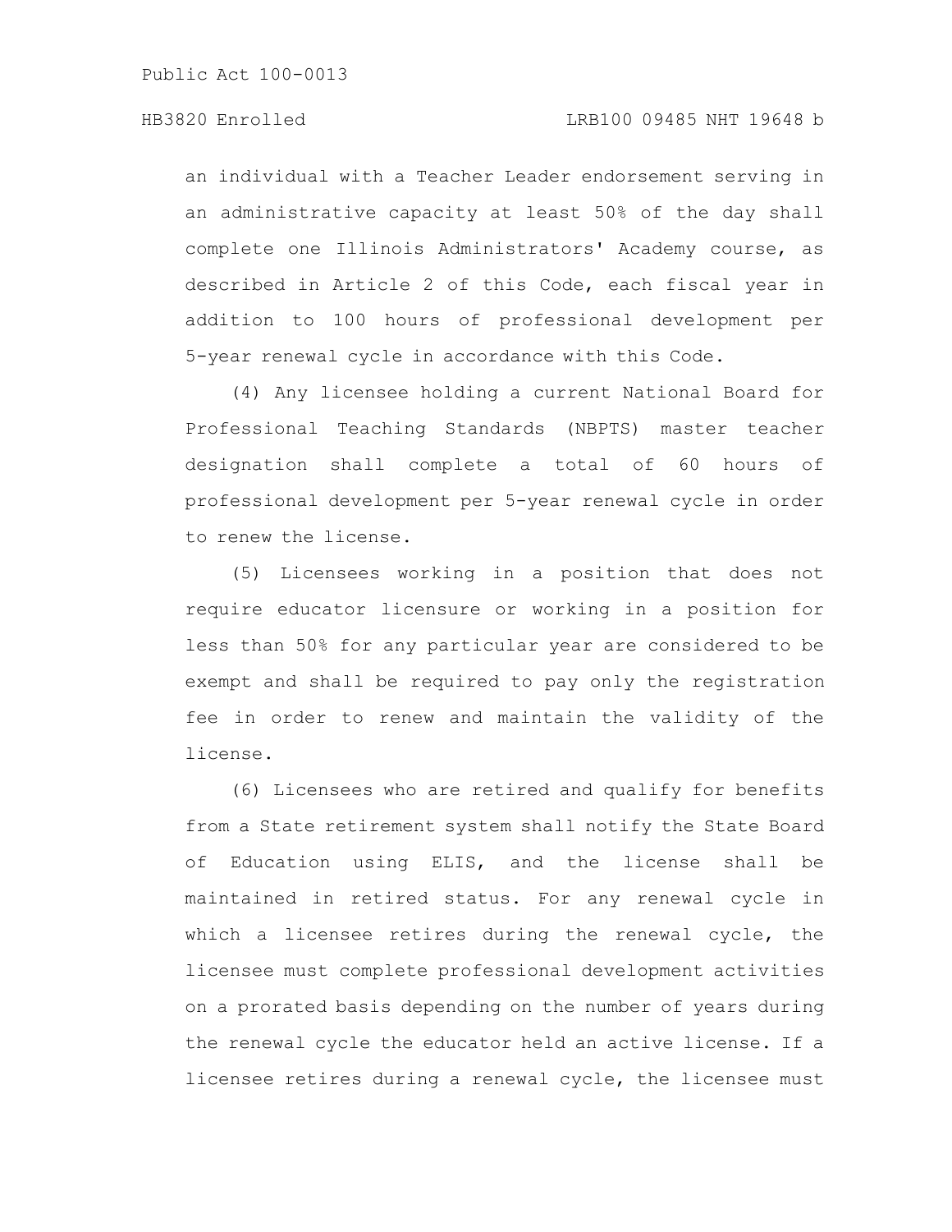an individual with a Teacher Leader endorsement serving in an administrative capacity at least 50% of the day shall complete one Illinois Administrators' Academy course, as described in Article 2 of this Code, each fiscal year in addition to 100 hours of professional development per 5-year renewal cycle in accordance with this Code.

(4) Any licensee holding a current National Board for Professional Teaching Standards (NBPTS) master teacher designation shall complete a total of 60 hours of professional development per 5-year renewal cycle in order to renew the license.

(5) Licensees working in a position that does not require educator licensure or working in a position for less than 50% for any particular year are considered to be exempt and shall be required to pay only the registration fee in order to renew and maintain the validity of the license.

(6) Licensees who are retired and qualify for benefits from a State retirement system shall notify the State Board of Education using ELIS, and the license shall be maintained in retired status. For any renewal cycle in which a licensee retires during the renewal cycle, the licensee must complete professional development activities on a prorated basis depending on the number of years during the renewal cycle the educator held an active license. If a licensee retires during a renewal cycle, the licensee must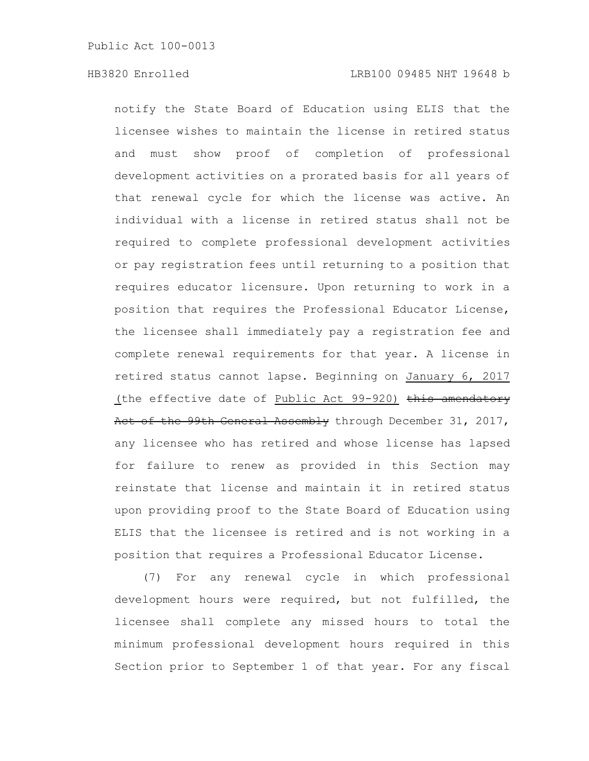notify the State Board of Education using ELIS that the licensee wishes to maintain the license in retired status and must show proof of completion of professional development activities on a prorated basis for all years of that renewal cycle for which the license was active. An individual with a license in retired status shall not be required to complete professional development activities or pay registration fees until returning to a position that requires educator licensure. Upon returning to work in a position that requires the Professional Educator License, the licensee shall immediately pay a registration fee and complete renewal requirements for that year. A license in retired status cannot lapse. Beginning on January 6, 2017 (the effective date of Public Act 99-920) ~~this amendatory Act of the 99th General Assembly~~ through December 31, 2017, any licensee who has retired and whose license has lapsed for failure to renew as provided in this Section may reinstate that license and maintain it in retired status upon providing proof to the State Board of Education using ELIS that the licensee is retired and is not working in a position that requires a Professional Educator License.

(7) For any renewal cycle in which professional development hours were required, but not fulfilled, the licensee shall complete any missed hours to total the minimum professional development hours required in this Section prior to September 1 of that year. For any fiscal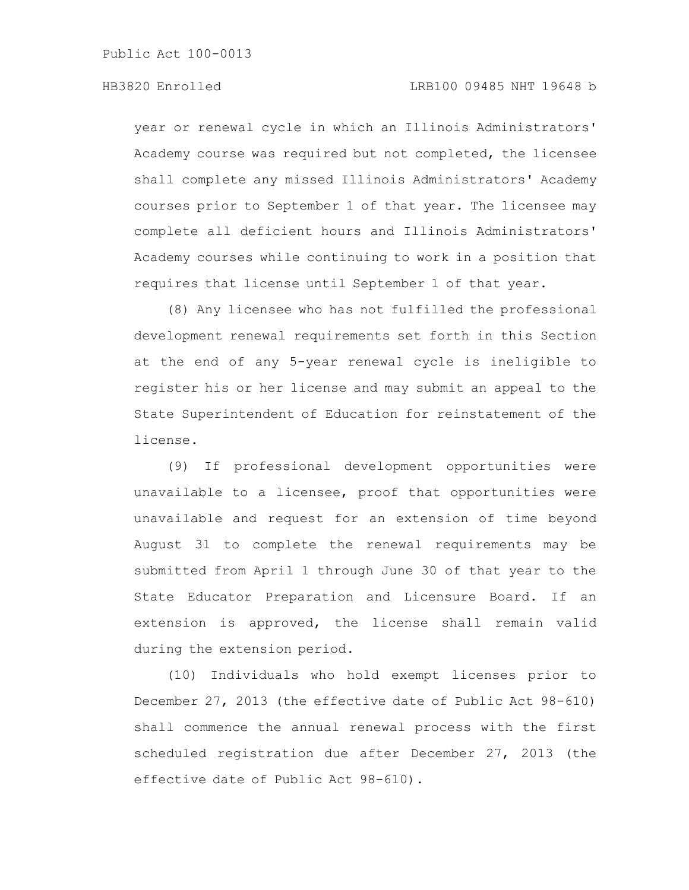year or renewal cycle in which an Illinois Administrators' Academy course was required but not completed, the licensee shall complete any missed Illinois Administrators' Academy courses prior to September 1 of that year. The licensee may complete all deficient hours and Illinois Administrators' Academy courses while continuing to work in a position that requires that license until September 1 of that year.

(8) Any licensee who has not fulfilled the professional development renewal requirements set forth in this Section at the end of any 5-year renewal cycle is ineligible to register his or her license and may submit an appeal to the State Superintendent of Education for reinstatement of the license.

(9) If professional development opportunities were unavailable to a licensee, proof that opportunities were unavailable and request for an extension of time beyond August 31 to complete the renewal requirements may be submitted from April 1 through June 30 of that year to the State Educator Preparation and Licensure Board. If an extension is approved, the license shall remain valid during the extension period.

(10) Individuals who hold exempt licenses prior to December 27, 2013 (the effective date of Public Act 98-610) shall commence the annual renewal process with the first scheduled registration due after December 27, 2013 (the effective date of Public Act 98-610).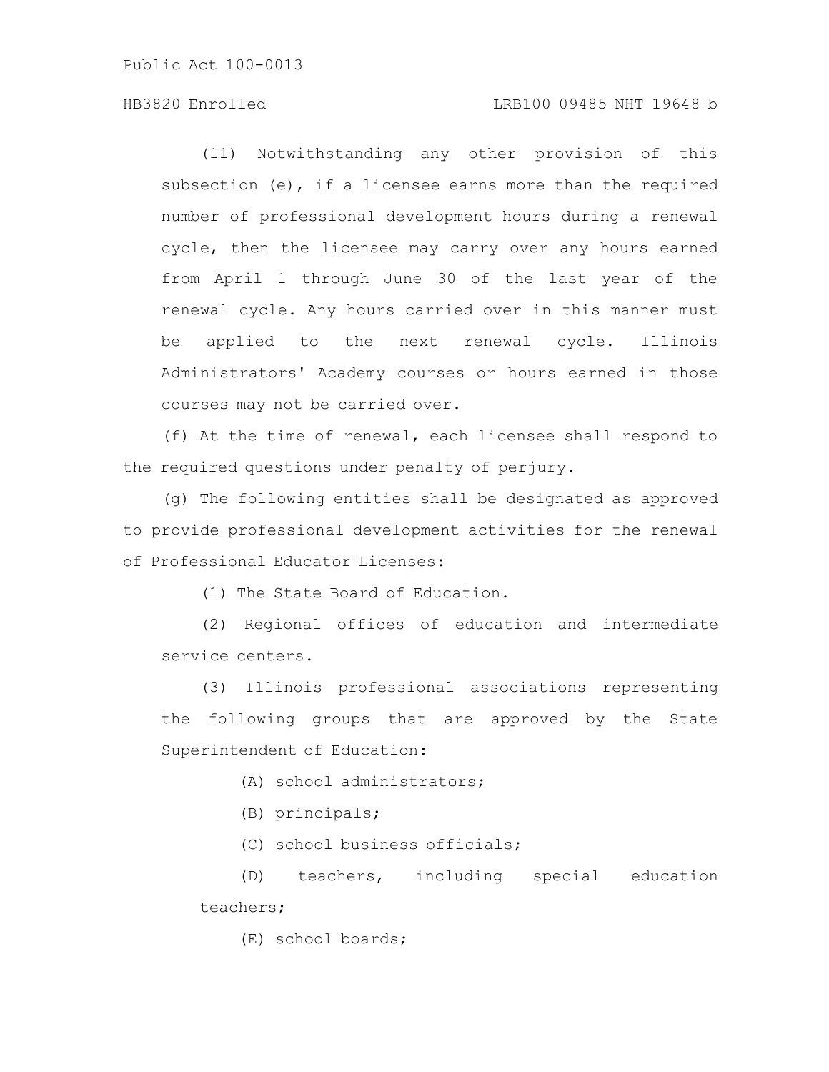(11) Notwithstanding any other provision of this subsection (e), if a licensee earns more than the required number of professional development hours during a renewal cycle, then the licensee may carry over any hours earned from April 1 through June 30 of the last year of the renewal cycle. Any hours carried over in this manner must be applied to the next renewal cycle. Illinois Administrators' Academy courses or hours earned in those courses may not be carried over.

(f) At the time of renewal, each licensee shall respond to the required questions under penalty of perjury.

(g) The following entities shall be designated as approved to provide professional development activities for the renewal of Professional Educator Licenses:

(1) The State Board of Education.

(2) Regional offices of education and intermediate service centers.

(3) Illinois professional associations representing the following groups that are approved by the State Superintendent of Education:

(A) school administrators;

(B) principals;

(C) school business officials;

(D) teachers, including special education teachers;

(E) school boards;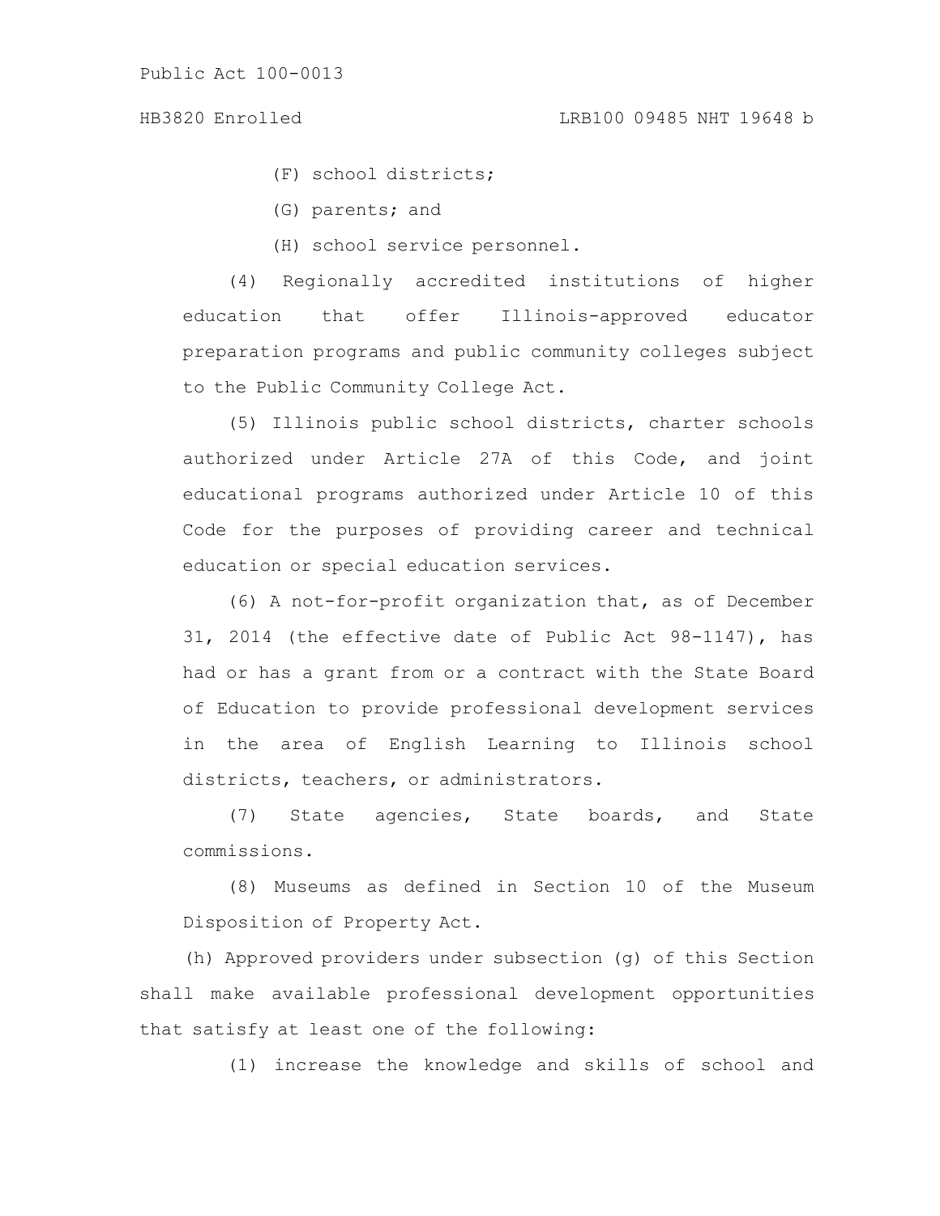(F) school districts;

(G) parents; and

(H) school service personnel.

(4) Regionally accredited institutions of higher education that offer Illinois-approved educator preparation programs and public community colleges subject to the Public Community College Act.

(5) Illinois public school districts, charter schools authorized under Article 27A of this Code, and joint educational programs authorized under Article 10 of this Code for the purposes of providing career and technical education or special education services.

(6) A not-for-profit organization that, as of December 31, 2014 (the effective date of Public Act 98-1147), has had or has a grant from or a contract with the State Board of Education to provide professional development services in the area of English Learning to Illinois school districts, teachers, or administrators.

(7) State agencies, State boards, and State commissions.

(8) Museums as defined in Section 10 of the Museum Disposition of Property Act.

(h) Approved providers under subsection (g) of this Section shall make available professional development opportunities that satisfy at least one of the following:

(1) increase the knowledge and skills of school and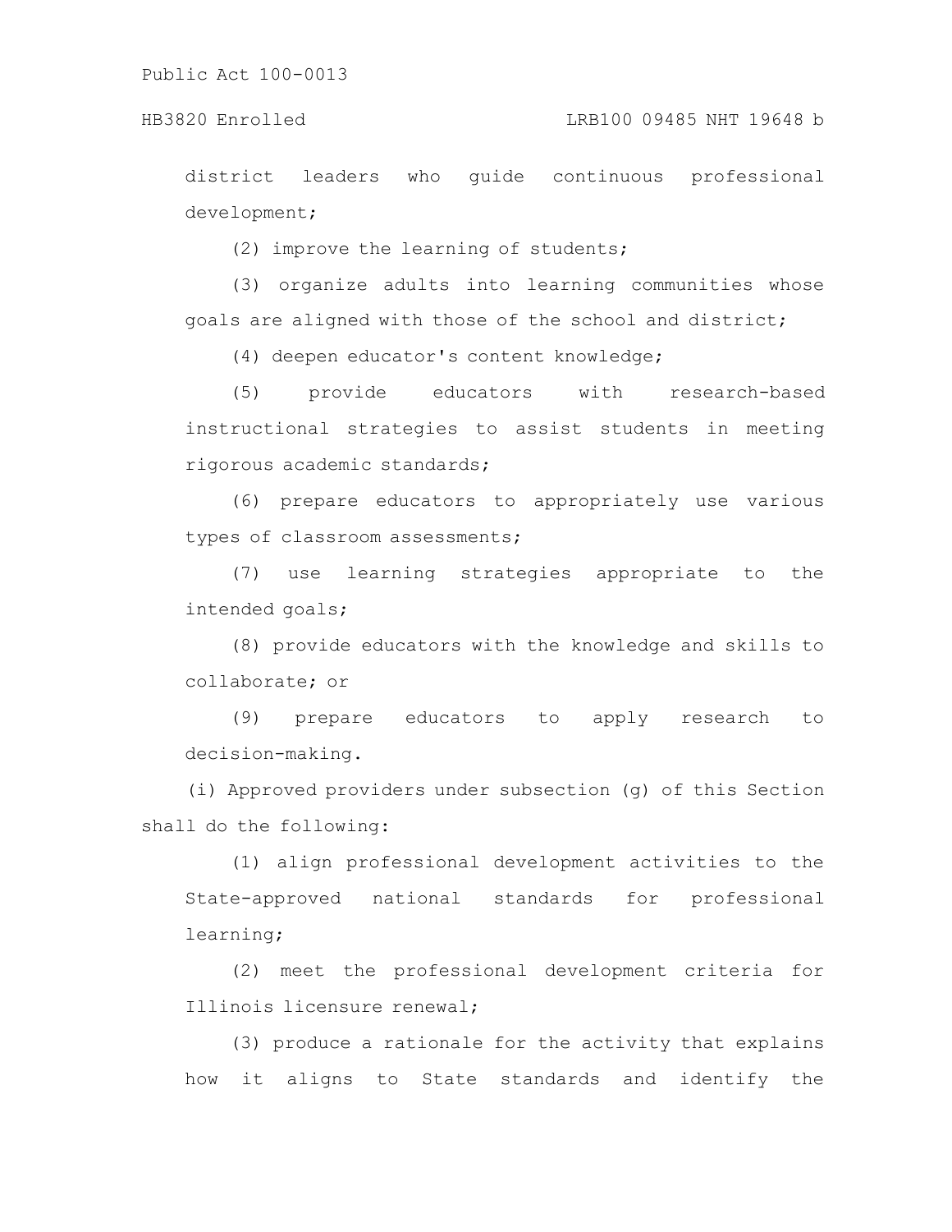district leaders who guide continuous professional development;

(2) improve the learning of students;

(3) organize adults into learning communities whose goals are aligned with those of the school and district;

(4) deepen educator's content knowledge;

(5) provide educators with research-based instructional strategies to assist students in meeting rigorous academic standards;

(6) prepare educators to appropriately use various types of classroom assessments;

(7) use learning strategies appropriate to the intended goals;

(8) provide educators with the knowledge and skills to collaborate; or

(9) prepare educators to apply research to decision-making.

(i) Approved providers under subsection (g) of this Section shall do the following:

(1) align professional development activities to the State-approved national standards for professional learning;

(2) meet the professional development criteria for Illinois licensure renewal;

(3) produce a rationale for the activity that explains how it aligns to State standards and identify the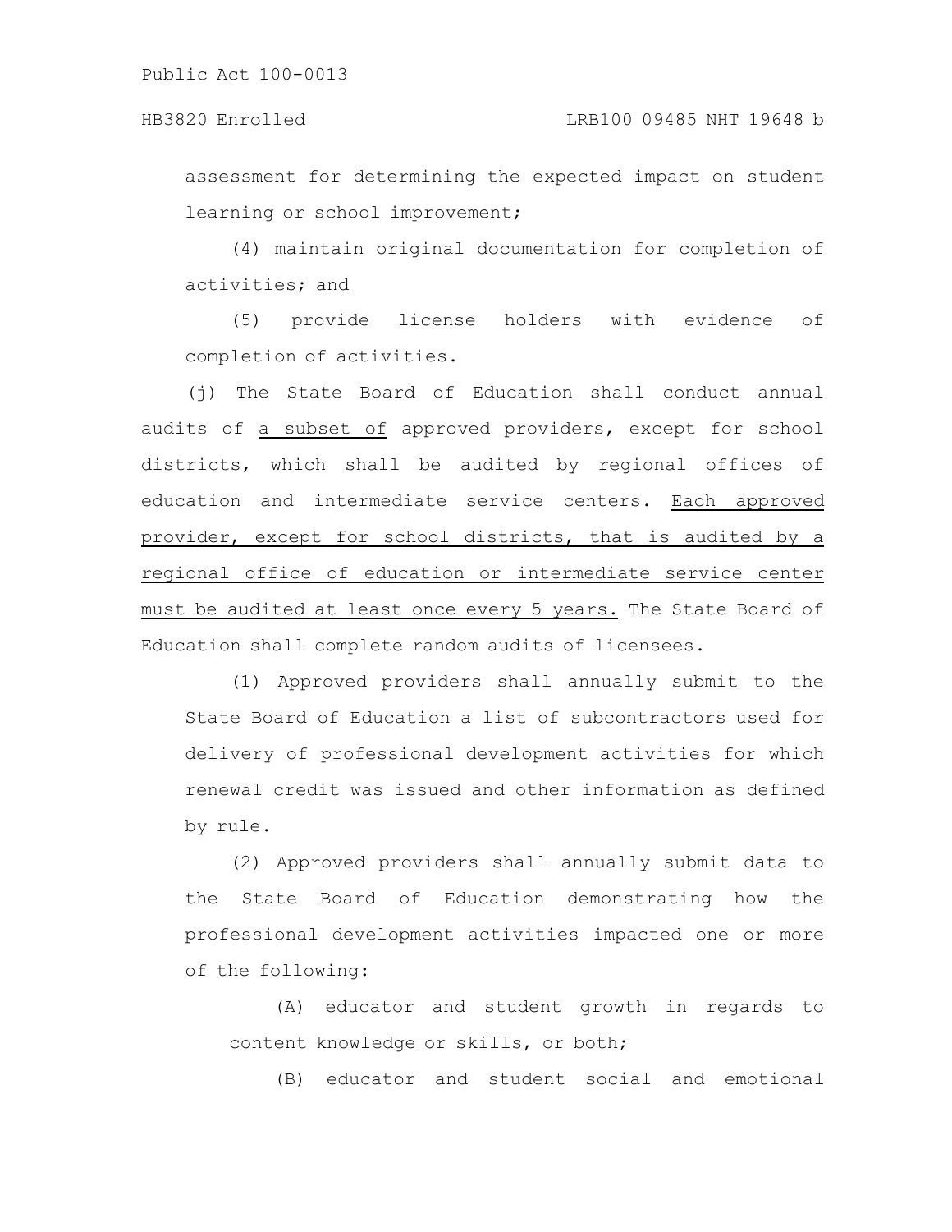assessment for determining the expected impact on student learning or school improvement;

(4) maintain original documentation for completion of activities; and

(5) provide license holders with evidence of completion of activities.

(j) The State Board of Education shall conduct annual audits of <u>a subset of</u> approved providers, except for school districts, which shall be audited by regional offices of education and intermediate service centers. <u>Each approved provider, except for school districts, that is audited by a regional office of education or intermediate service center must be audited at least once every 5 years.</u> The State Board of Education shall complete random audits of licensees.

(1) Approved providers shall annually submit to the State Board of Education a list of subcontractors used for delivery of professional development activities for which renewal credit was issued and other information as defined by rule.

(2) Approved providers shall annually submit data to the State Board of Education demonstrating how the professional development activities impacted one or more of the following:

(A) educator and student growth in regards to content knowledge or skills, or both;

(B) educator and student social and emotional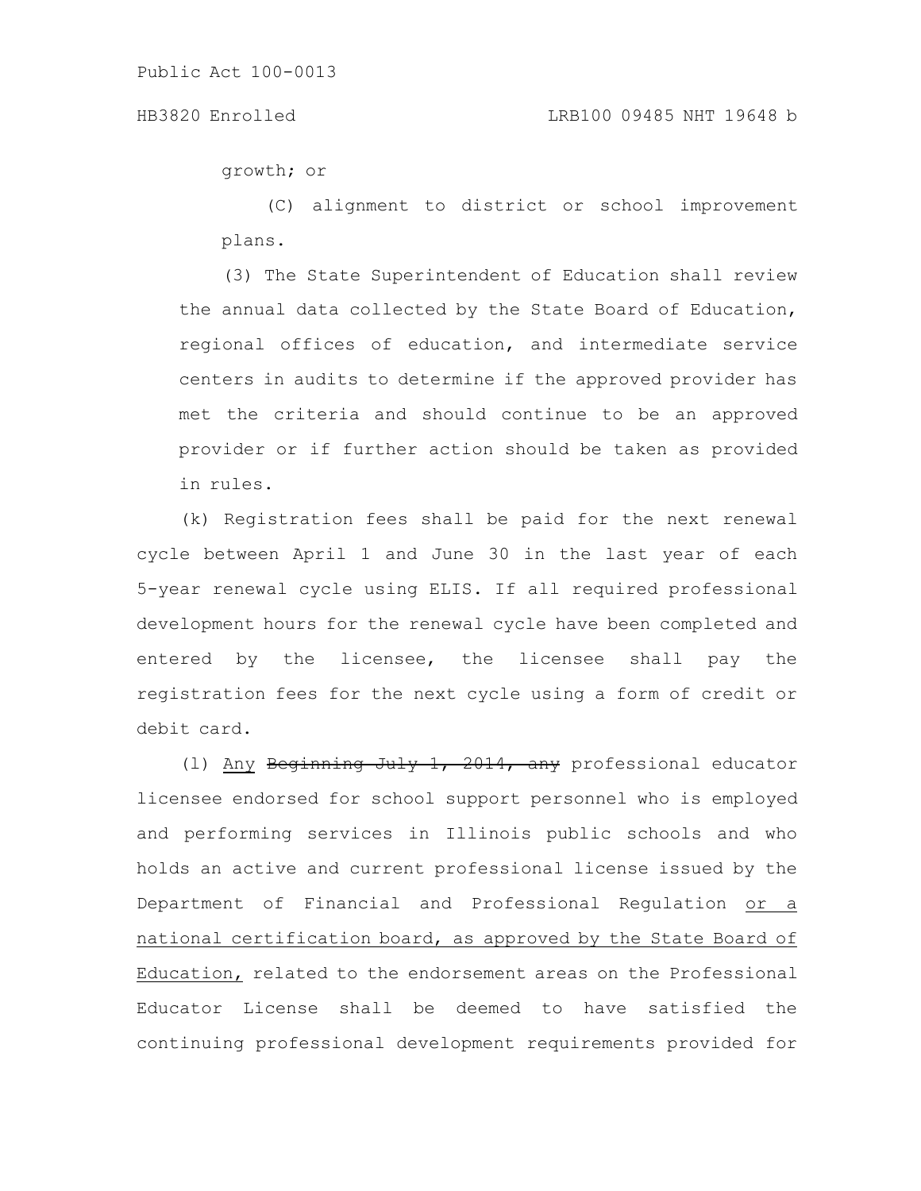growth; or

(C) alignment to district or school improvement plans.

(3) The State Superintendent of Education shall review the annual data collected by the State Board of Education, regional offices of education, and intermediate service centers in audits to determine if the approved provider has met the criteria and should continue to be an approved provider or if further action should be taken as provided in rules.

(k) Registration fees shall be paid for the next renewal cycle between April 1 and June 30 in the last year of each 5-year renewal cycle using ELIS. If all required professional development hours for the renewal cycle have been completed and entered by the licensee, the licensee shall pay the registration fees for the next cycle using a form of credit or debit card.

(l) <u>Any</u> ~~Beginning July 1, 2014, any~~ professional educator licensee endorsed for school support personnel who is employed and performing services in Illinois public schools and who holds an active and current professional license issued by the Department of Financial and Professional Regulation <u>or a national certification board, as approved by the State Board of Education,</u> related to the endorsement areas on the Professional Educator License shall be deemed to have satisfied the continuing professional development requirements provided for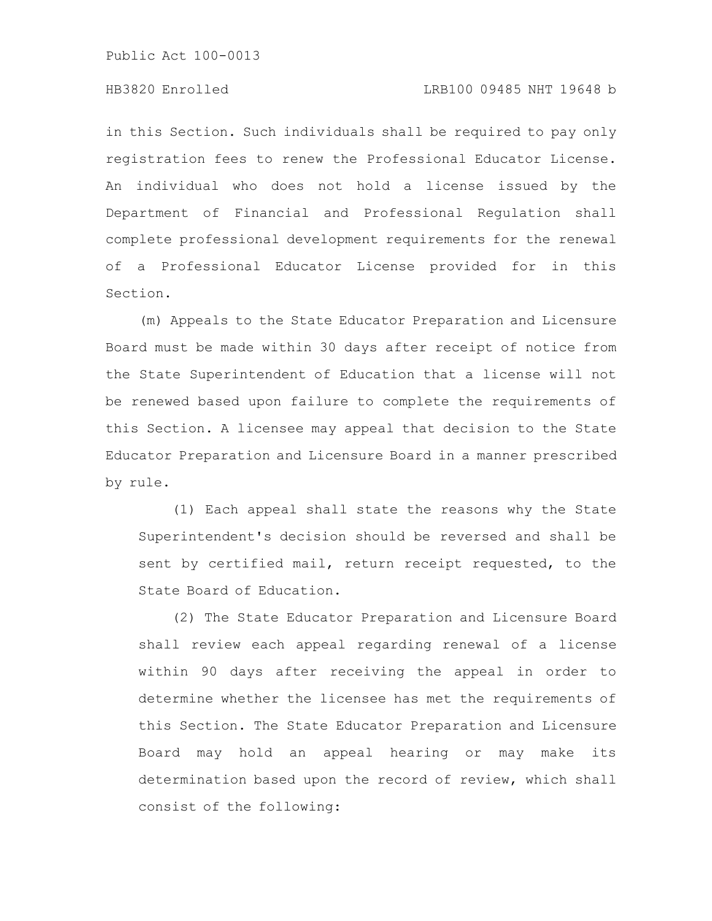in this Section. Such individuals shall be required to pay only registration fees to renew the Professional Educator License. An individual who does not hold a license issued by the Department of Financial and Professional Regulation shall complete professional development requirements for the renewal of a Professional Educator License provided for in this Section.

(m) Appeals to the State Educator Preparation and Licensure Board must be made within 30 days after receipt of notice from the State Superintendent of Education that a license will not be renewed based upon failure to complete the requirements of this Section. A licensee may appeal that decision to the State Educator Preparation and Licensure Board in a manner prescribed by rule.

(1) Each appeal shall state the reasons why the State Superintendent's decision should be reversed and shall be sent by certified mail, return receipt requested, to the State Board of Education.

(2) The State Educator Preparation and Licensure Board shall review each appeal regarding renewal of a license within 90 days after receiving the appeal in order to determine whether the licensee has met the requirements of this Section. The State Educator Preparation and Licensure Board may hold an appeal hearing or may make its determination based upon the record of review, which shall consist of the following: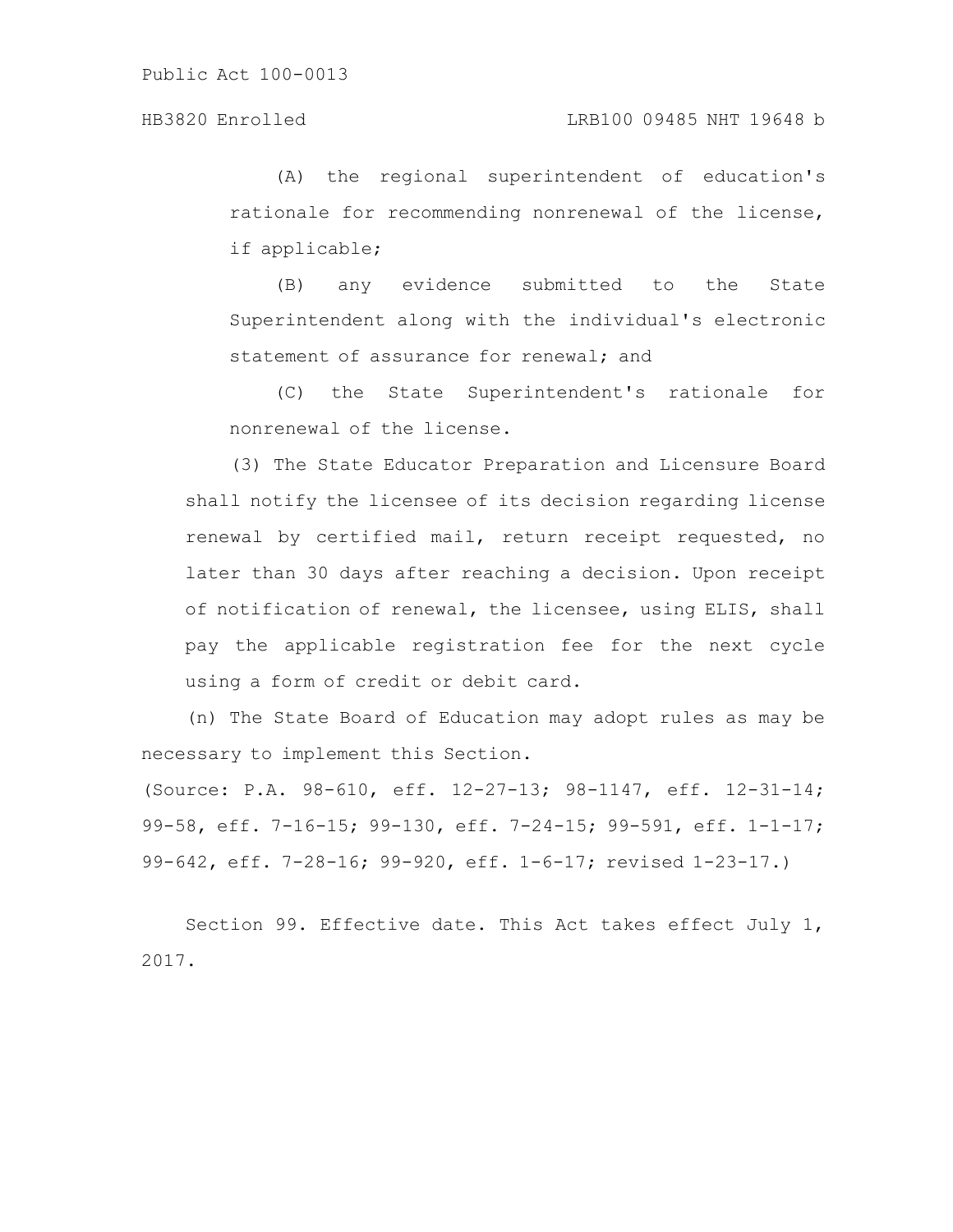(A) the regional superintendent of education's rationale for recommending nonrenewal of the license, if applicable;

(B) any evidence submitted to the State Superintendent along with the individual's electronic statement of assurance for renewal; and

(C) the State Superintendent's rationale for nonrenewal of the license.

(3) The State Educator Preparation and Licensure Board shall notify the licensee of its decision regarding license renewal by certified mail, return receipt requested, no later than 30 days after reaching a decision. Upon receipt of notification of renewal, the licensee, using ELIS, shall pay the applicable registration fee for the next cycle using a form of credit or debit card.

(n) The State Board of Education may adopt rules as may be necessary to implement this Section.

(Source: P.A. 98-610, eff. 12-27-13; 98-1147, eff. 12-31-14; 99-58, eff. 7-16-15; 99-130, eff. 7-24-15; 99-591, eff. 1-1-17; 99-642, eff. 7-28-16; 99-920, eff. 1-6-17; revised 1-23-17.)

Section 99. Effective date. This Act takes effect July 1, 2017.